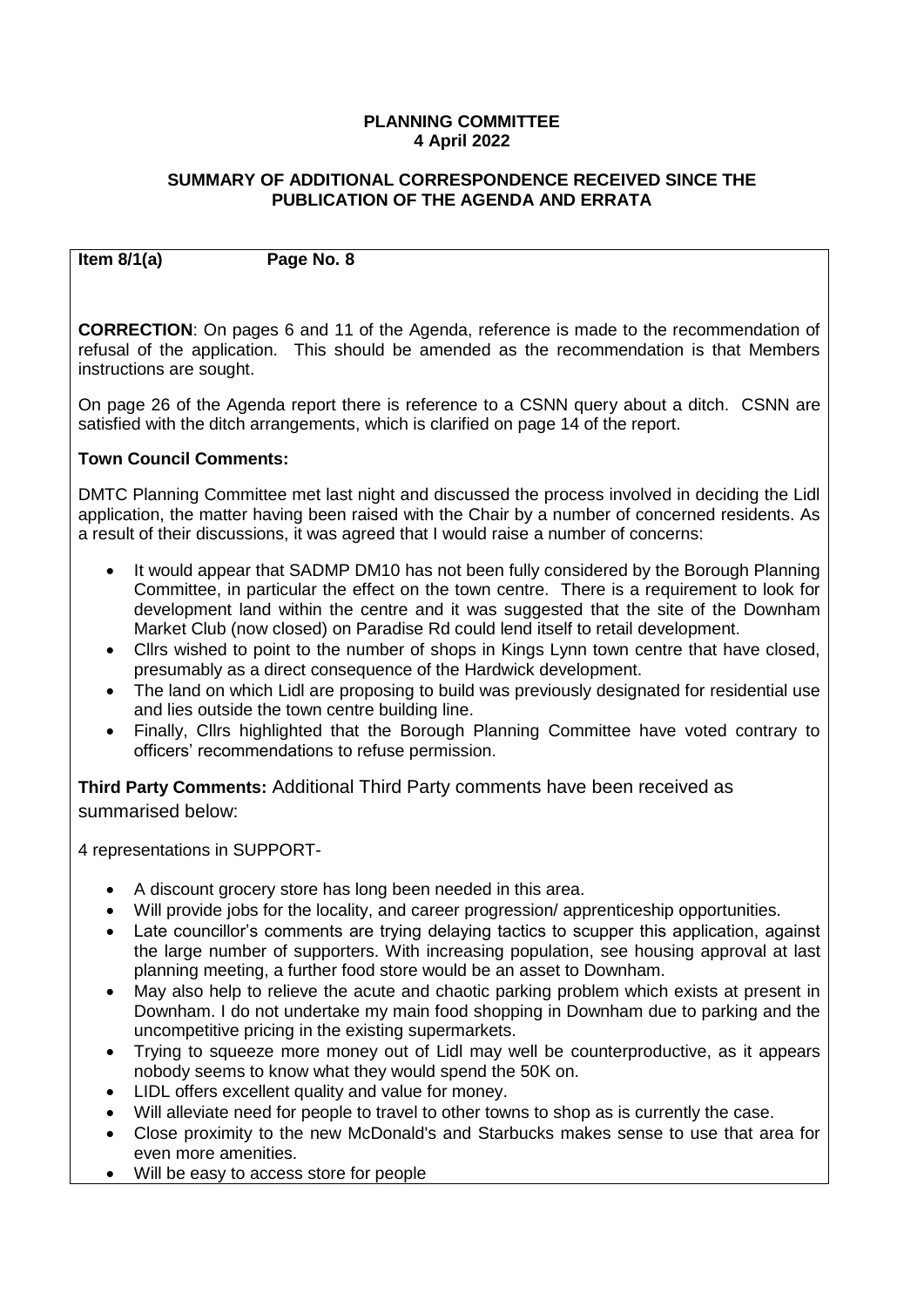**PLANNING COMMITTEE**
**4 April 2022**

**SUMMARY OF ADDITIONAL CORRESPONDENCE RECEIVED SINCE THE PUBLICATION OF THE AGENDA AND ERRATA**

**Item 8/1(a) Page No. 8**

**CORRECTION**: On pages 6 and 11 of the Agenda, reference is made to the recommendation of refusal of the application. This should be amended as the recommendation is that Members instructions are sought.

On page 26 of the Agenda report there is reference to a CSNN query about a ditch. CSNN are satisfied with the ditch arrangements, which is clarified on page 14 of the report.

**Town Council Comments:**

DMTC Planning Committee met last night and discussed the process involved in deciding the Lidl application, the matter having been raised with the Chair by a number of concerned residents. As a result of their discussions, it was agreed that I would raise a number of concerns:

- It would appear that SADMP DM10 has not been fully considered by the Borough Planning Committee, in particular the effect on the town centre. There is a requirement to look for development land within the centre and it was suggested that the site of the Downham Market Club (now closed) on Paradise Rd could lend itself to retail development.
- Cllrs wished to point to the number of shops in Kings Lynn town centre that have closed, presumably as a direct consequence of the Hardwick development.
- The land on which Lidl are proposing to build was previously designated for residential use and lies outside the town centre building line.
- Finally, Cllrs highlighted that the Borough Planning Committee have voted contrary to officers' recommendations to refuse permission.

**Third Party Comments:** Additional Third Party comments have been received as summarised below:

4 representations in SUPPORT-

- A discount grocery store has long been needed in this area.
- Will provide jobs for the locality, and career progression/ apprenticeship opportunities.
- Late councillor's comments are trying delaying tactics to scupper this application, against the large number of supporters. With increasing population, see housing approval at last planning meeting, a further food store would be an asset to Downham.
- May also help to relieve the acute and chaotic parking problem which exists at present in Downham. I do not undertake my main food shopping in Downham due to parking and the uncompetitive pricing in the existing supermarkets.
- Trying to squeeze more money out of Lidl may well be counterproductive, as it appears nobody seems to know what they would spend the 50K on.
- LIDL offers excellent quality and value for money.
- Will alleviate need for people to travel to other towns to shop as is currently the case.
- Close proximity to the new McDonald's and Starbucks makes sense to use that area for even more amenities.
- Will be easy to access store for people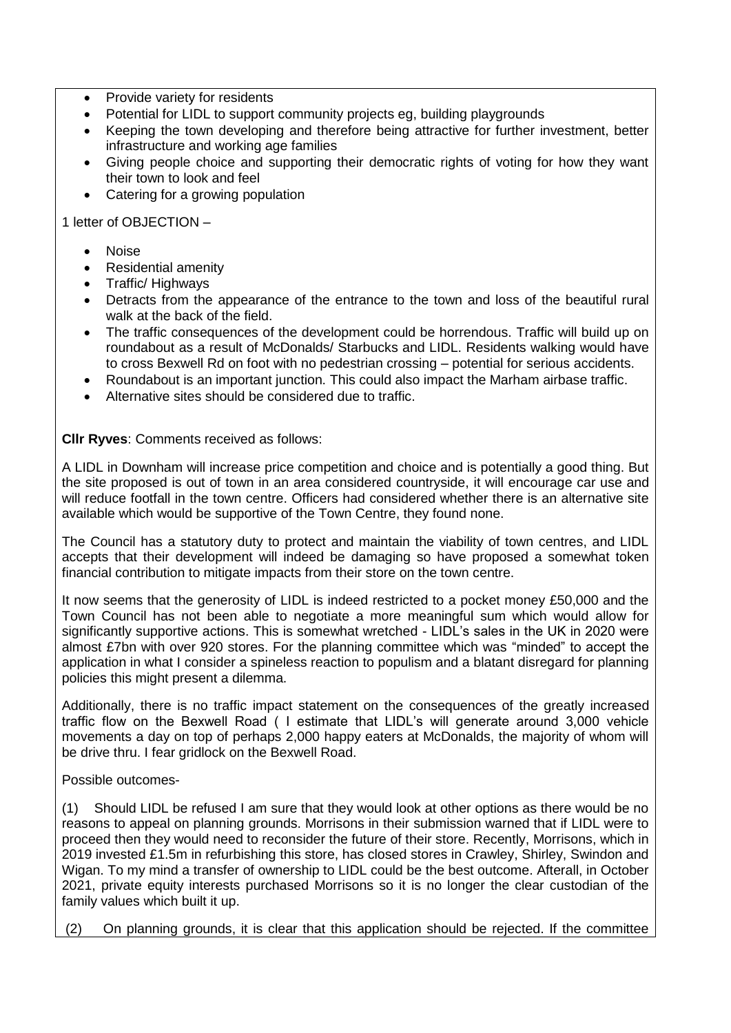- Provide variety for residents
- Potential for LIDL to support community projects eg, building playgrounds
- Keeping the town developing and therefore being attractive for further investment, better infrastructure and working age families
- Giving people choice and supporting their democratic rights of voting for how they want their town to look and feel
- Catering for a growing population

1 letter of OBJECTION –

- Noise
- Residential amenity
- Traffic/ Highways
- Detracts from the appearance of the entrance to the town and loss of the beautiful rural walk at the back of the field.
- The traffic consequences of the development could be horrendous. Traffic will build up on roundabout as a result of McDonalds/ Starbucks and LIDL. Residents walking would have to cross Bexwell Rd on foot with no pedestrian crossing – potential for serious accidents.
- Roundabout is an important junction. This could also impact the Marham airbase traffic.
- Alternative sites should be considered due to traffic.

**Cllr Ryves**: Comments received as follows:

A LIDL in Downham will increase price competition and choice and is potentially a good thing. But the site proposed is out of town in an area considered countryside, it will encourage car use and will reduce footfall in the town centre. Officers had considered whether there is an alternative site available which would be supportive of the Town Centre, they found none.

The Council has a statutory duty to protect and maintain the viability of town centres, and LIDL accepts that their development will indeed be damaging so have proposed a somewhat token financial contribution to mitigate impacts from their store on the town centre.

It now seems that the generosity of LIDL is indeed restricted to a pocket money £50,000 and the Town Council has not been able to negotiate a more meaningful sum which would allow for significantly supportive actions. This is somewhat wretched - LIDL's sales in the UK in 2020 were almost £7bn with over 920 stores. For the planning committee which was "minded" to accept the application in what I consider a spineless reaction to populism and a blatant disregard for planning policies this might present a dilemma.

Additionally, there is no traffic impact statement on the consequences of the greatly increased traffic flow on the Bexwell Road ( I estimate that LIDL's will generate around 3,000 vehicle movements a day on top of perhaps 2,000 happy eaters at McDonalds, the majority of whom will be drive thru. I fear gridlock on the Bexwell Road.

Possible outcomes-

(1) Should LIDL be refused I am sure that they would look at other options as there would be no reasons to appeal on planning grounds. Morrisons in their submission warned that if LIDL were to proceed then they would need to reconsider the future of their store. Recently, Morrisons, which in 2019 invested £1.5m in refurbishing this store, has closed stores in Crawley, Shirley, Swindon and Wigan. To my mind a transfer of ownership to LIDL could be the best outcome. Afterall, in October 2021, private equity interests purchased Morrisons so it is no longer the clear custodian of the family values which built it up.

(2) On planning grounds, it is clear that this application should be rejected. If the committee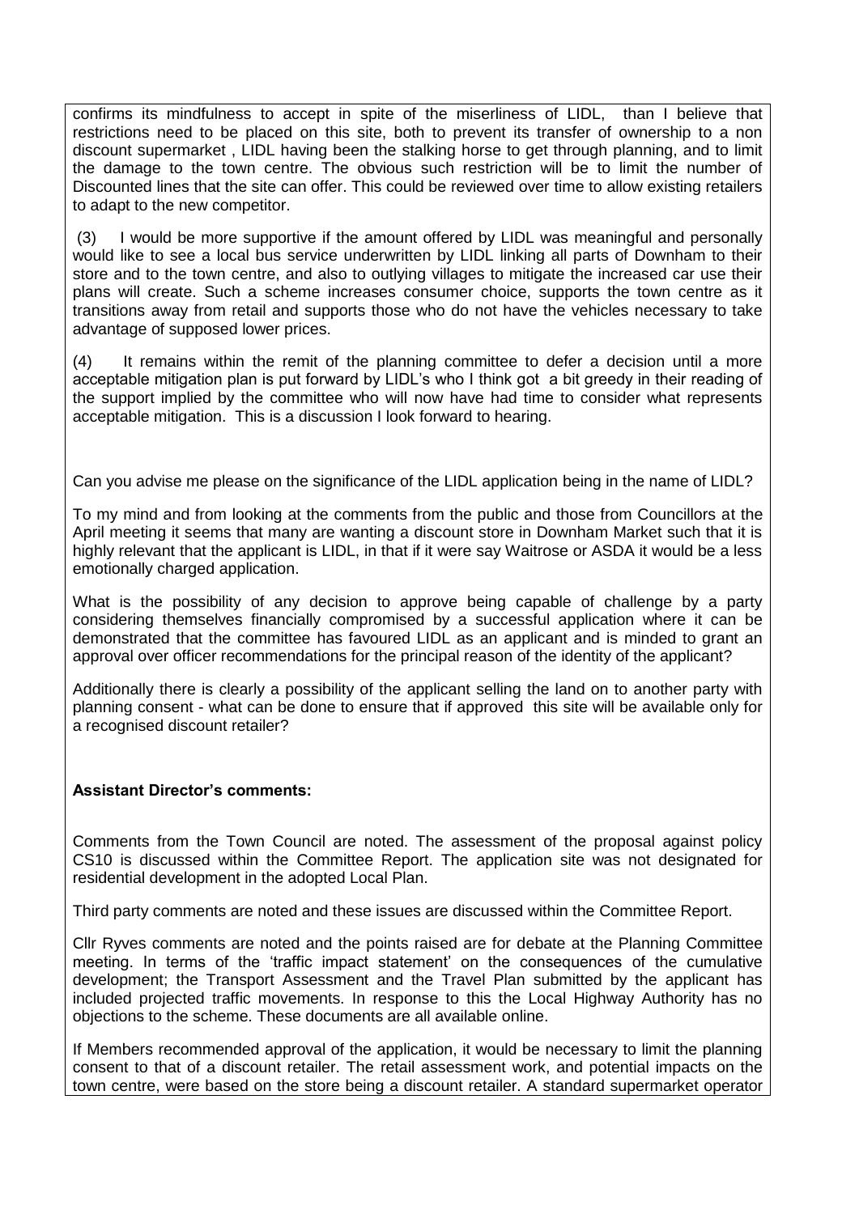confirms its mindfulness to accept in spite of the miserliness of LIDL, than I believe that restrictions need to be placed on this site, both to prevent its transfer of ownership to a non discount supermarket , LIDL having been the stalking horse to get through planning, and to limit the damage to the town centre. The obvious such restriction will be to limit the number of Discounted lines that the site can offer. This could be reviewed over time to allow existing retailers to adapt to the new competitor.

(3) I would be more supportive if the amount offered by LIDL was meaningful and personally would like to see a local bus service underwritten by LIDL linking all parts of Downham to their store and to the town centre, and also to outlying villages to mitigate the increased car use their plans will create. Such a scheme increases consumer choice, supports the town centre as it transitions away from retail and supports those who do not have the vehicles necessary to take advantage of supposed lower prices.

(4) It remains within the remit of the planning committee to defer a decision until a more acceptable mitigation plan is put forward by LIDL's who I think got a bit greedy in their reading of the support implied by the committee who will now have had time to consider what represents acceptable mitigation. This is a discussion I look forward to hearing.

Can you advise me please on the significance of the LIDL application being in the name of LIDL?

To my mind and from looking at the comments from the public and those from Councillors at the April meeting it seems that many are wanting a discount store in Downham Market such that it is highly relevant that the applicant is LIDL, in that if it were say Waitrose or ASDA it would be a less emotionally charged application.

What is the possibility of any decision to approve being capable of challenge by a party considering themselves financially compromised by a successful application where it can be demonstrated that the committee has favoured LIDL as an applicant and is minded to grant an approval over officer recommendations for the principal reason of the identity of the applicant?

Additionally there is clearly a possibility of the applicant selling the land on to another party with planning consent - what can be done to ensure that if approved this site will be available only for a recognised discount retailer?

**Assistant Director's comments:**

Comments from the Town Council are noted. The assessment of the proposal against policy CS10 is discussed within the Committee Report. The application site was not designated for residential development in the adopted Local Plan.

Third party comments are noted and these issues are discussed within the Committee Report.

Cllr Ryves comments are noted and the points raised are for debate at the Planning Committee meeting. In terms of the 'traffic impact statement' on the consequences of the cumulative development; the Transport Assessment and the Travel Plan submitted by the applicant has included projected traffic movements. In response to this the Local Highway Authority has no objections to the scheme. These documents are all available online.

If Members recommended approval of the application, it would be necessary to limit the planning consent to that of a discount retailer. The retail assessment work, and potential impacts on the town centre, were based on the store being a discount retailer. A standard supermarket operator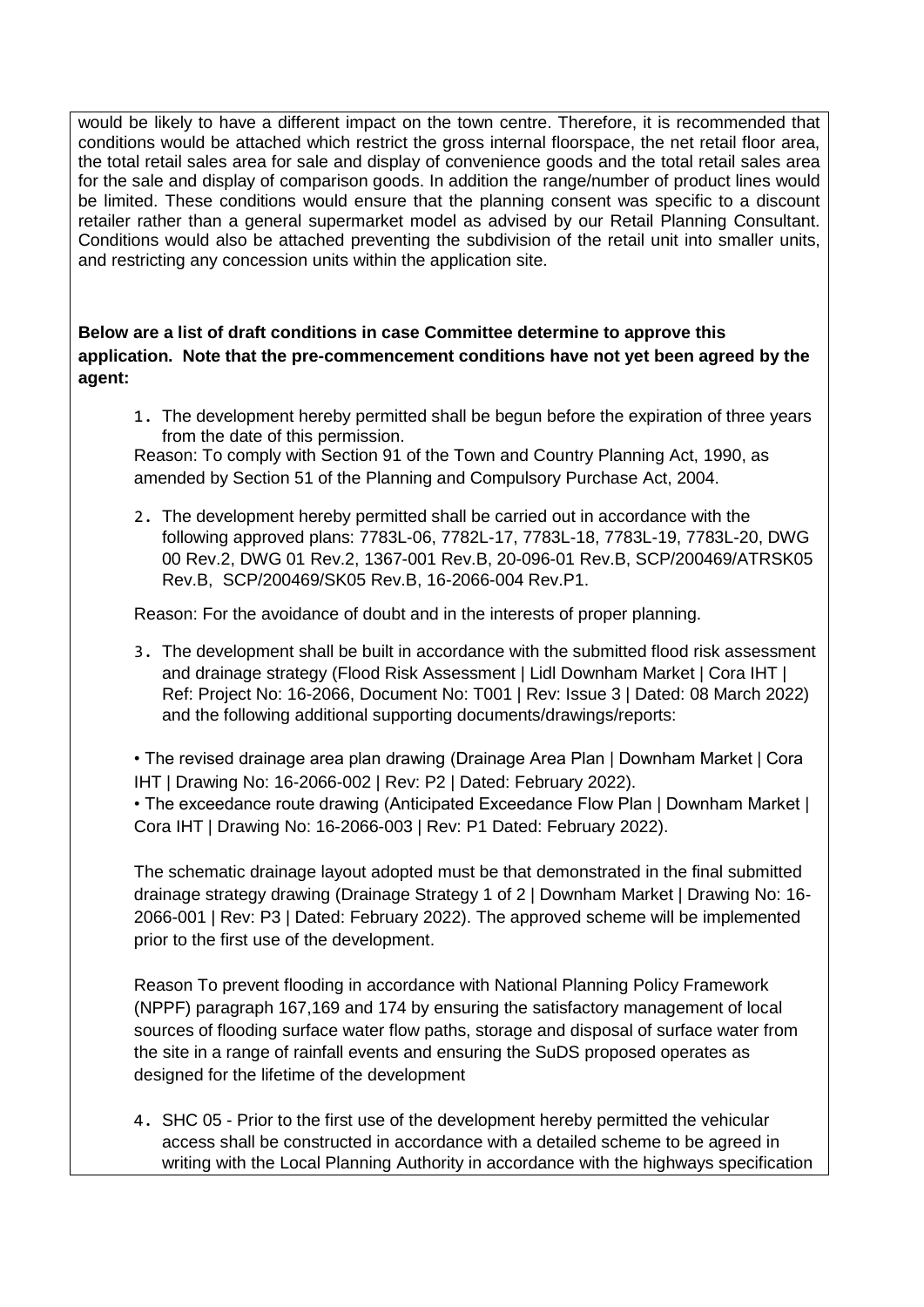would be likely to have a different impact on the town centre. Therefore, it is recommended that conditions would be attached which restrict the gross internal floorspace, the net retail floor area, the total retail sales area for sale and display of convenience goods and the total retail sales area for the sale and display of comparison goods. In addition the range/number of product lines would be limited. These conditions would ensure that the planning consent was specific to a discount retailer rather than a general supermarket model as advised by our Retail Planning Consultant. Conditions would also be attached preventing the subdivision of the retail unit into smaller units, and restricting any concession units within the application site.

**Below are a list of draft conditions in case Committee determine to approve this application. Note that the pre-commencement conditions have not yet been agreed by the agent:**

1. The development hereby permitted shall be begun before the expiration of three years from the date of this permission.

   Reason: To comply with Section 91 of the Town and Country Planning Act, 1990, as amended by Section 51 of the Planning and Compulsory Purchase Act, 2004.

2. The development hereby permitted shall be carried out in accordance with the following approved plans: 7783L-06, 7782L-17, 7783L-18, 7783L-19, 7783L-20, DWG 00 Rev.2, DWG 01 Rev.2, 1367-001 Rev.B, 20-096-01 Rev.B, SCP/200469/ATRSK05 Rev.B, SCP/200469/SK05 Rev.B, 16-2066-004 Rev.P1.

   Reason: For the avoidance of doubt and in the interests of proper planning.

3. The development shall be built in accordance with the submitted flood risk assessment and drainage strategy (Flood Risk Assessment | Lidl Downham Market | Cora IHT | Ref: Project No: 16-2066, Document No: T001 | Rev: Issue 3 | Dated: 08 March 2022) and the following additional supporting documents/drawings/reports:

   • The revised drainage area plan drawing (Drainage Area Plan | Downham Market | Cora IHT | Drawing No: 16-2066-002 | Rev: P2 | Dated: February 2022).
   • The exceedance route drawing (Anticipated Exceedance Flow Plan | Downham Market | Cora IHT | Drawing No: 16-2066-003 | Rev: P1 Dated: February 2022).

   The schematic drainage layout adopted must be that demonstrated in the final submitted drainage strategy drawing (Drainage Strategy 1 of 2 | Downham Market | Drawing No: 16-2066-001 | Rev: P3 | Dated: February 2022). The approved scheme will be implemented prior to the first use of the development.

   Reason To prevent flooding in accordance with National Planning Policy Framework (NPPF) paragraph 167,169 and 174 by ensuring the satisfactory management of local sources of flooding surface water flow paths, storage and disposal of surface water from the site in a range of rainfall events and ensuring the SuDS proposed operates as designed for the lifetime of the development

4. SHC 05 - Prior to the first use of the development hereby permitted the vehicular access shall be constructed in accordance with a detailed scheme to be agreed in writing with the Local Planning Authority in accordance with the highways specification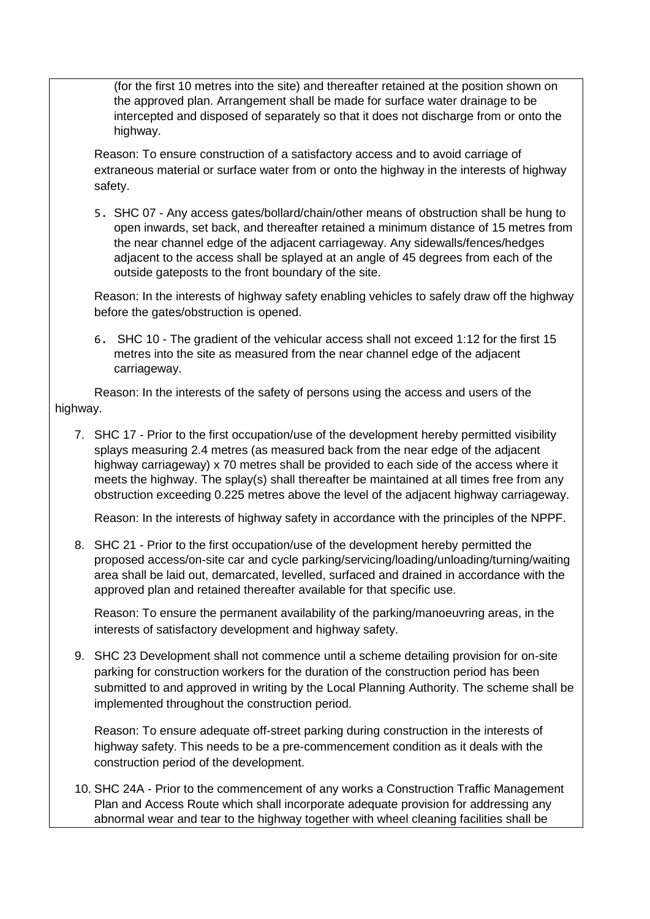(for the first 10 metres into the site) and thereafter retained at the position shown on the approved plan. Arrangement shall be made for surface water drainage to be intercepted and disposed of separately so that it does not discharge from or onto the highway.

Reason: To ensure construction of a satisfactory access and to avoid carriage of extraneous material or surface water from or onto the highway in the interests of highway safety.

5. SHC 07 - Any access gates/bollard/chain/other means of obstruction shall be hung to open inwards, set back, and thereafter retained a minimum distance of 15 metres from the near channel edge of the adjacent carriageway. Any sidewalls/fences/hedges adjacent to the access shall be splayed at an angle of 45 degrees from each of the outside gateposts to the front boundary of the site.

Reason: In the interests of highway safety enabling vehicles to safely draw off the highway before the gates/obstruction is opened.

6. SHC 10 - The gradient of the vehicular access shall not exceed 1:12 for the first 15 metres into the site as measured from the near channel edge of the adjacent carriageway.

Reason: In the interests of the safety of persons using the access and users of the highway.

7. SHC 17 - Prior to the first occupation/use of the development hereby permitted visibility splays measuring 2.4 metres (as measured back from the near edge of the adjacent highway carriageway) x 70 metres shall be provided to each side of the access where it meets the highway. The splay(s) shall thereafter be maintained at all times free from any obstruction exceeding 0.225 metres above the level of the adjacent highway carriageway.

   Reason: In the interests of highway safety in accordance with the principles of the NPPF.

8. SHC 21 - Prior to the first occupation/use of the development hereby permitted the proposed access/on-site car and cycle parking/servicing/loading/unloading/turning/waiting area shall be laid out, demarcated, levelled, surfaced and drained in accordance with the approved plan and retained thereafter available for that specific use.

   Reason: To ensure the permanent availability of the parking/manoeuvring areas, in the interests of satisfactory development and highway safety.

9. SHC 23 Development shall not commence until a scheme detailing provision for on-site parking for construction workers for the duration of the construction period has been submitted to and approved in writing by the Local Planning Authority. The scheme shall be implemented throughout the construction period.

   Reason: To ensure adequate off-street parking during construction in the interests of highway safety. This needs to be a pre-commencement condition as it deals with the construction period of the development.

10. SHC 24A - Prior to the commencement of any works a Construction Traffic Management Plan and Access Route which shall incorporate adequate provision for addressing any abnormal wear and tear to the highway together with wheel cleaning facilities shall be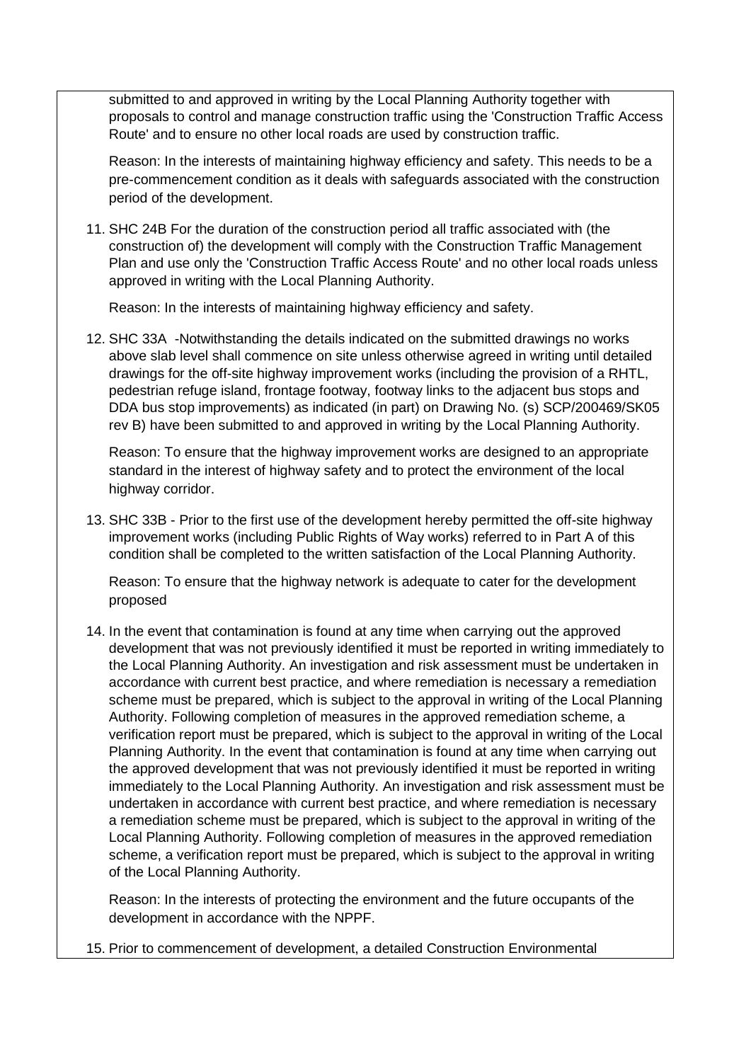submitted to and approved in writing by the Local Planning Authority together with proposals to control and manage construction traffic using the 'Construction Traffic Access Route' and to ensure no other local roads are used by construction traffic.

Reason: In the interests of maintaining highway efficiency and safety. This needs to be a pre-commencement condition as it deals with safeguards associated with the construction period of the development.

11. SHC 24B For the duration of the construction period all traffic associated with (the construction of) the development will comply with the Construction Traffic Management Plan and use only the 'Construction Traffic Access Route' and no other local roads unless approved in writing with the Local Planning Authority.

    Reason: In the interests of maintaining highway efficiency and safety.

12. SHC 33A -Notwithstanding the details indicated on the submitted drawings no works above slab level shall commence on site unless otherwise agreed in writing until detailed drawings for the off-site highway improvement works (including the provision of a RHTL, pedestrian refuge island, frontage footway, footway links to the adjacent bus stops and DDA bus stop improvements) as indicated (in part) on Drawing No. (s) SCP/200469/SK05 rev B) have been submitted to and approved in writing by the Local Planning Authority.

    Reason: To ensure that the highway improvement works are designed to an appropriate standard in the interest of highway safety and to protect the environment of the local highway corridor.

13. SHC 33B - Prior to the first use of the development hereby permitted the off-site highway improvement works (including Public Rights of Way works) referred to in Part A of this condition shall be completed to the written satisfaction of the Local Planning Authority.

    Reason: To ensure that the highway network is adequate to cater for the development proposed

14. In the event that contamination is found at any time when carrying out the approved development that was not previously identified it must be reported in writing immediately to the Local Planning Authority. An investigation and risk assessment must be undertaken in accordance with current best practice, and where remediation is necessary a remediation scheme must be prepared, which is subject to the approval in writing of the Local Planning Authority. Following completion of measures in the approved remediation scheme, a verification report must be prepared, which is subject to the approval in writing of the Local Planning Authority. In the event that contamination is found at any time when carrying out the approved development that was not previously identified it must be reported in writing immediately to the Local Planning Authority. An investigation and risk assessment must be undertaken in accordance with current best practice, and where remediation is necessary a remediation scheme must be prepared, which is subject to the approval in writing of the Local Planning Authority. Following completion of measures in the approved remediation scheme, a verification report must be prepared, which is subject to the approval in writing of the Local Planning Authority.

    Reason: In the interests of protecting the environment and the future occupants of the development in accordance with the NPPF.

15. Prior to commencement of development, a detailed Construction Environmental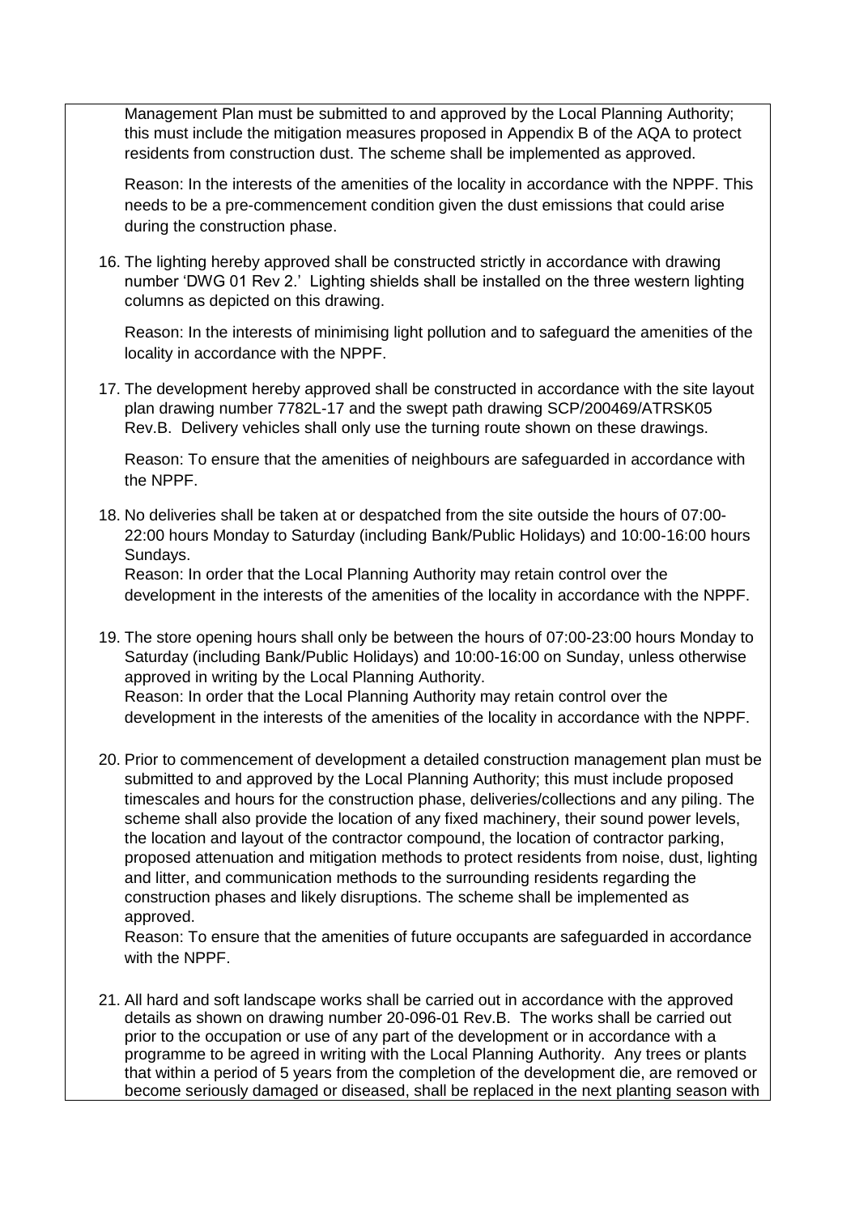Management Plan must be submitted to and approved by the Local Planning Authority; this must include the mitigation measures proposed in Appendix B of the AQA to protect residents from construction dust. The scheme shall be implemented as approved.

Reason: In the interests of the amenities of the locality in accordance with the NPPF. This needs to be a pre-commencement condition given the dust emissions that could arise during the construction phase.

16. The lighting hereby approved shall be constructed strictly in accordance with drawing number 'DWG 01 Rev 2.' Lighting shields shall be installed on the three western lighting columns as depicted on this drawing.

    Reason: In the interests of minimising light pollution and to safeguard the amenities of the locality in accordance with the NPPF.

17. The development hereby approved shall be constructed in accordance with the site layout plan drawing number 7782L-17 and the swept path drawing SCP/200469/ATRSK05 Rev.B. Delivery vehicles shall only use the turning route shown on these drawings.

    Reason: To ensure that the amenities of neighbours are safeguarded in accordance with the NPPF.

18. No deliveries shall be taken at or despatched from the site outside the hours of 07:00-22:00 hours Monday to Saturday (including Bank/Public Holidays) and 10:00-16:00 hours Sundays.
    Reason: In order that the Local Planning Authority may retain control over the development in the interests of the amenities of the locality in accordance with the NPPF.

19. The store opening hours shall only be between the hours of 07:00-23:00 hours Monday to Saturday (including Bank/Public Holidays) and 10:00-16:00 on Sunday, unless otherwise approved in writing by the Local Planning Authority.
    Reason: In order that the Local Planning Authority may retain control over the development in the interests of the amenities of the locality in accordance with the NPPF.

20. Prior to commencement of development a detailed construction management plan must be submitted to and approved by the Local Planning Authority; this must include proposed timescales and hours for the construction phase, deliveries/collections and any piling. The scheme shall also provide the location of any fixed machinery, their sound power levels, the location and layout of the contractor compound, the location of contractor parking, proposed attenuation and mitigation methods to protect residents from noise, dust, lighting and litter, and communication methods to the surrounding residents regarding the construction phases and likely disruptions. The scheme shall be implemented as approved.
    Reason: To ensure that the amenities of future occupants are safeguarded in accordance with the NPPF.

21. All hard and soft landscape works shall be carried out in accordance with the approved details as shown on drawing number 20-096-01 Rev.B. The works shall be carried out prior to the occupation or use of any part of the development or in accordance with a programme to be agreed in writing with the Local Planning Authority. Any trees or plants that within a period of 5 years from the completion of the development die, are removed or become seriously damaged or diseased, shall be replaced in the next planting season with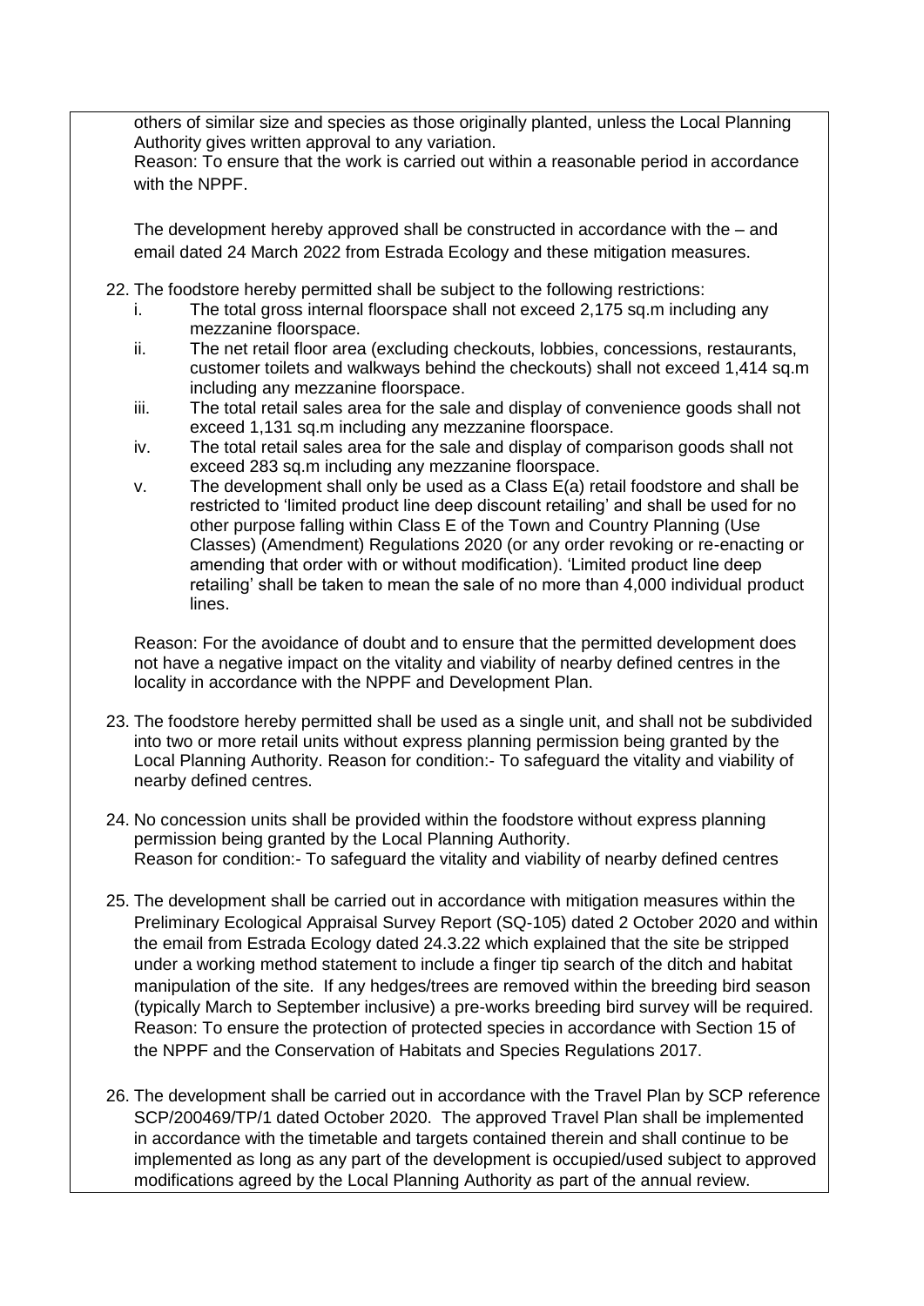others of similar size and species as those originally planted, unless the Local Planning Authority gives written approval to any variation.
Reason: To ensure that the work is carried out within a reasonable period in accordance with the NPPF.

The development hereby approved shall be constructed in accordance with the – and email dated 24 March 2022 from Estrada Ecology and these mitigation measures.

22. The foodstore hereby permitted shall be subject to the following restrictions:
    i. The total gross internal floorspace shall not exceed 2,175 sq.m including any mezzanine floorspace.
    ii. The net retail floor area (excluding checkouts, lobbies, concessions, restaurants, customer toilets and walkways behind the checkouts) shall not exceed 1,414 sq.m including any mezzanine floorspace.
    iii. The total retail sales area for the sale and display of convenience goods shall not exceed 1,131 sq.m including any mezzanine floorspace.
    iv. The total retail sales area for the sale and display of comparison goods shall not exceed 283 sq.m including any mezzanine floorspace.
    v. The development shall only be used as a Class E(a) retail foodstore and shall be restricted to 'limited product line deep discount retailing' and shall be used for no other purpose falling within Class E of the Town and Country Planning (Use Classes) (Amendment) Regulations 2020 (or any order revoking or re-enacting or amending that order with or without modification). 'Limited product line deep retailing' shall be taken to mean the sale of no more than 4,000 individual product lines.

    Reason: For the avoidance of doubt and to ensure that the permitted development does not have a negative impact on the vitality and viability of nearby defined centres in the locality in accordance with the NPPF and Development Plan.

23. The foodstore hereby permitted shall be used as a single unit, and shall not be subdivided into two or more retail units without express planning permission being granted by the Local Planning Authority. Reason for condition:- To safeguard the vitality and viability of nearby defined centres.

24. No concession units shall be provided within the foodstore without express planning permission being granted by the Local Planning Authority.
    Reason for condition:- To safeguard the vitality and viability of nearby defined centres

25. The development shall be carried out in accordance with mitigation measures within the Preliminary Ecological Appraisal Survey Report (SQ-105) dated 2 October 2020 and within the email from Estrada Ecology dated 24.3.22 which explained that the site be stripped under a working method statement to include a finger tip search of the ditch and habitat manipulation of the site. If any hedges/trees are removed within the breeding bird season (typically March to September inclusive) a pre-works breeding bird survey will be required.
    Reason: To ensure the protection of protected species in accordance with Section 15 of the NPPF and the Conservation of Habitats and Species Regulations 2017.

26. The development shall be carried out in accordance with the Travel Plan by SCP reference SCP/200469/TP/1 dated October 2020. The approved Travel Plan shall be implemented in accordance with the timetable and targets contained therein and shall continue to be implemented as long as any part of the development is occupied/used subject to approved modifications agreed by the Local Planning Authority as part of the annual review.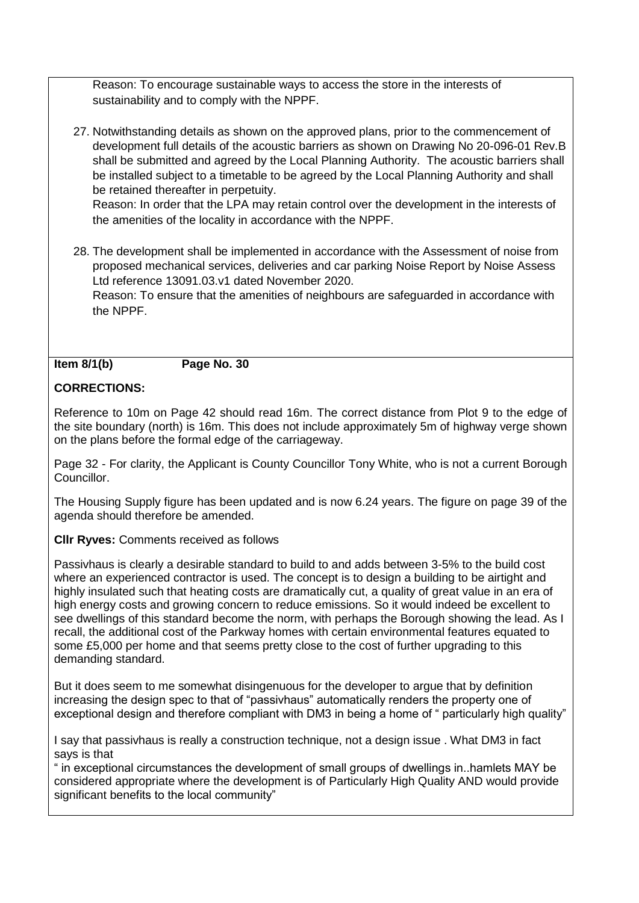Reason: To encourage sustainable ways to access the store in the interests of sustainability and to comply with the NPPF.

27. Notwithstanding details as shown on the approved plans, prior to the commencement of development full details of the acoustic barriers as shown on Drawing No 20-096-01 Rev.B shall be submitted and agreed by the Local Planning Authority. The acoustic barriers shall be installed subject to a timetable to be agreed by the Local Planning Authority and shall be retained thereafter in perpetuity.
Reason: In order that the LPA may retain control over the development in the interests of the amenities of the locality in accordance with the NPPF.

28. The development shall be implemented in accordance with the Assessment of noise from proposed mechanical services, deliveries and car parking Noise Report by Noise Assess Ltd reference 13091.03.v1 dated November 2020.
Reason: To ensure that the amenities of neighbours are safeguarded in accordance with the NPPF.

**Item 8/1(b) Page No. 30**

**CORRECTIONS:**

Reference to 10m on Page 42 should read 16m. The correct distance from Plot 9 to the edge of the site boundary (north) is 16m. This does not include approximately 5m of highway verge shown on the plans before the formal edge of the carriageway.

Page 32 - For clarity, the Applicant is County Councillor Tony White, who is not a current Borough Councillor.

The Housing Supply figure has been updated and is now 6.24 years. The figure on page 39 of the agenda should therefore be amended.

**Cllr Ryves:** Comments received as follows

Passivhaus is clearly a desirable standard to build to and adds between 3-5% to the build cost where an experienced contractor is used. The concept is to design a building to be airtight and highly insulated such that heating costs are dramatically cut, a quality of great value in an era of high energy costs and growing concern to reduce emissions. So it would indeed be excellent to see dwellings of this standard become the norm, with perhaps the Borough showing the lead. As I recall, the additional cost of the Parkway homes with certain environmental features equated to some £5,000 per home and that seems pretty close to the cost of further upgrading to this demanding standard.

But it does seem to me somewhat disingenuous for the developer to argue that by definition increasing the design spec to that of "passivhaus" automatically renders the property one of exceptional design and therefore compliant with DM3 in being a home of " particularly high quality"

I say that passivhaus is really a construction technique, not a design issue . What DM3 in fact says is that

" in exceptional circumstances the development of small groups of dwellings in..hamlets MAY be considered appropriate where the development is of Particularly High Quality AND would provide significant benefits to the local community"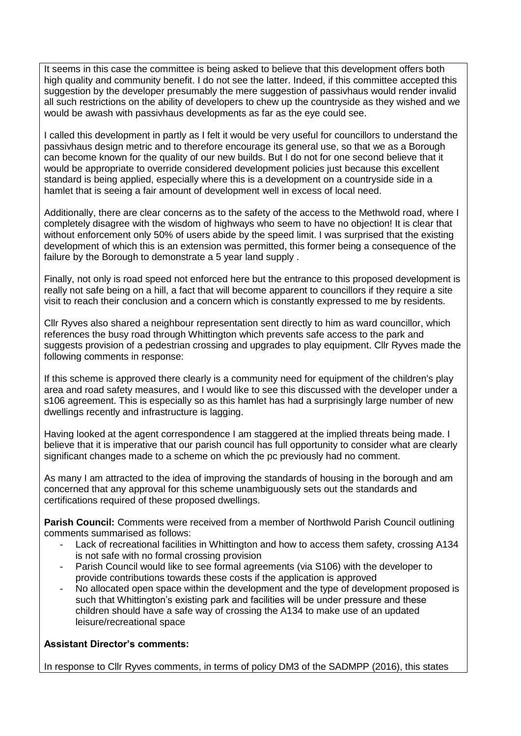It seems in this case the committee is being asked to believe that this development offers both high quality and community benefit. I do not see the latter. Indeed, if this committee accepted this suggestion by the developer presumably the mere suggestion of passivhaus would render invalid all such restrictions on the ability of developers to chew up the countryside as they wished and we would be awash with passivhaus developments as far as the eye could see.

I called this development in partly as I felt it would be very useful for councillors to understand the passivhaus design metric and to therefore encourage its general use, so that we as a Borough can become known for the quality of our new builds. But I do not for one second believe that it would be appropriate to override considered development policies just because this excellent standard is being applied, especially where this is a development on a countryside side in a hamlet that is seeing a fair amount of development well in excess of local need.

Additionally, there are clear concerns as to the safety of the access to the Methwold road, where I completely disagree with the wisdom of highways who seem to have no objection! It is clear that without enforcement only 50% of users abide by the speed limit. I was surprised that the existing development of which this is an extension was permitted, this former being a consequence of the failure by the Borough to demonstrate a 5 year land supply .

Finally, not only is road speed not enforced here but the entrance to this proposed development is really not safe being on a hill, a fact that will become apparent to councillors if they require a site visit to reach their conclusion and a concern which is constantly expressed to me by residents.

Cllr Ryves also shared a neighbour representation sent directly to him as ward councillor, which references the busy road through Whittington which prevents safe access to the park and suggests provision of a pedestrian crossing and upgrades to play equipment. Cllr Ryves made the following comments in response:

If this scheme is approved there clearly is a community need for equipment of the children's play area and road safety measures, and I would like to see this discussed with the developer under a s106 agreement. This is especially so as this hamlet has had a surprisingly large number of new dwellings recently and infrastructure is lagging.

Having looked at the agent correspondence I am staggered at the implied threats being made. I believe that it is imperative that our parish council has full opportunity to consider what are clearly significant changes made to a scheme on which the pc previously had no comment.

As many I am attracted to the idea of improving the standards of housing in the borough and am concerned that any approval for this scheme unambiguously sets out the standards and certifications required of these proposed dwellings.

**Parish Council:** Comments were received from a member of Northwold Parish Council outlining comments summarised as follows:

- Lack of recreational facilities in Whittington and how to access them safety, crossing A134 is not safe with no formal crossing provision
- Parish Council would like to see formal agreements (via S106) with the developer to provide contributions towards these costs if the application is approved
- No allocated open space within the development and the type of development proposed is such that Whittington's existing park and facilities will be under pressure and these children should have a safe way of crossing the A134 to make use of an updated leisure/recreational space

**Assistant Director's comments:**

In response to Cllr Ryves comments, in terms of policy DM3 of the SADMPP (2016), this states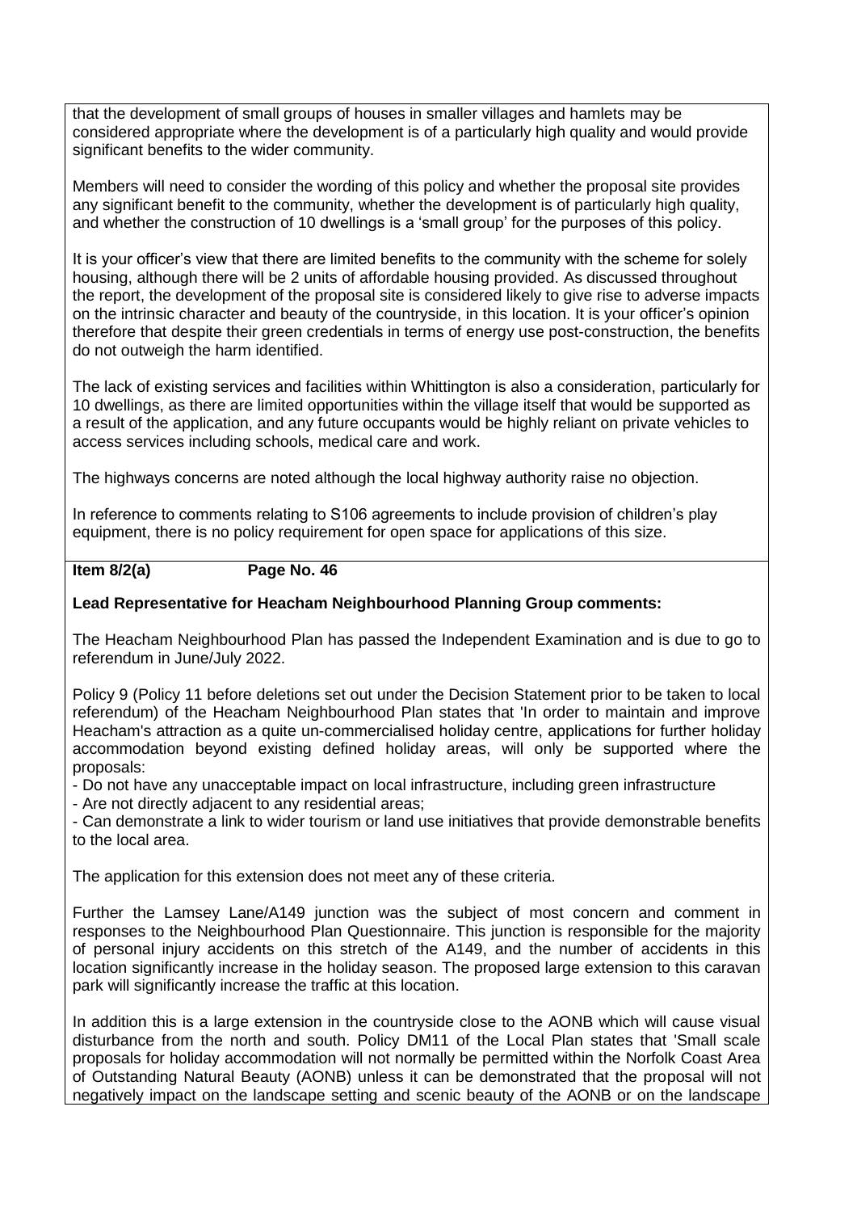that the development of small groups of houses in smaller villages and hamlets may be considered appropriate where the development is of a particularly high quality and would provide significant benefits to the wider community.

Members will need to consider the wording of this policy and whether the proposal site provides any significant benefit to the community, whether the development is of particularly high quality, and whether the construction of 10 dwellings is a 'small group' for the purposes of this policy.

It is your officer's view that there are limited benefits to the community with the scheme for solely housing, although there will be 2 units of affordable housing provided. As discussed throughout the report, the development of the proposal site is considered likely to give rise to adverse impacts on the intrinsic character and beauty of the countryside, in this location. It is your officer's opinion therefore that despite their green credentials in terms of energy use post-construction, the benefits do not outweigh the harm identified.

The lack of existing services and facilities within Whittington is also a consideration, particularly for 10 dwellings, as there are limited opportunities within the village itself that would be supported as a result of the application, and any future occupants would be highly reliant on private vehicles to access services including schools, medical care and work.

The highways concerns are noted although the local highway authority raise no objection.

In reference to comments relating to S106 agreements to include provision of children's play equipment, there is no policy requirement for open space for applications of this size.

**Item 8/2(a) Page No. 46**

**Lead Representative for Heacham Neighbourhood Planning Group comments:**

The Heacham Neighbourhood Plan has passed the Independent Examination and is due to go to referendum in June/July 2022.

Policy 9 (Policy 11 before deletions set out under the Decision Statement prior to be taken to local referendum) of the Heacham Neighbourhood Plan states that 'In order to maintain and improve Heacham's attraction as a quite un-commercialised holiday centre, applications for further holiday accommodation beyond existing defined holiday areas, will only be supported where the proposals:

- Do not have any unacceptable impact on local infrastructure, including green infrastructure
- Are not directly adjacent to any residential areas;
- Can demonstrate a link to wider tourism or land use initiatives that provide demonstrable benefits to the local area.

The application for this extension does not meet any of these criteria.

Further the Lamsey Lane/A149 junction was the subject of most concern and comment in responses to the Neighbourhood Plan Questionnaire. This junction is responsible for the majority of personal injury accidents on this stretch of the A149, and the number of accidents in this location significantly increase in the holiday season. The proposed large extension to this caravan park will significantly increase the traffic at this location.

In addition this is a large extension in the countryside close to the AONB which will cause visual disturbance from the north and south. Policy DM11 of the Local Plan states that 'Small scale proposals for holiday accommodation will not normally be permitted within the Norfolk Coast Area of Outstanding Natural Beauty (AONB) unless it can be demonstrated that the proposal will not negatively impact on the landscape setting and scenic beauty of the AONB or on the landscape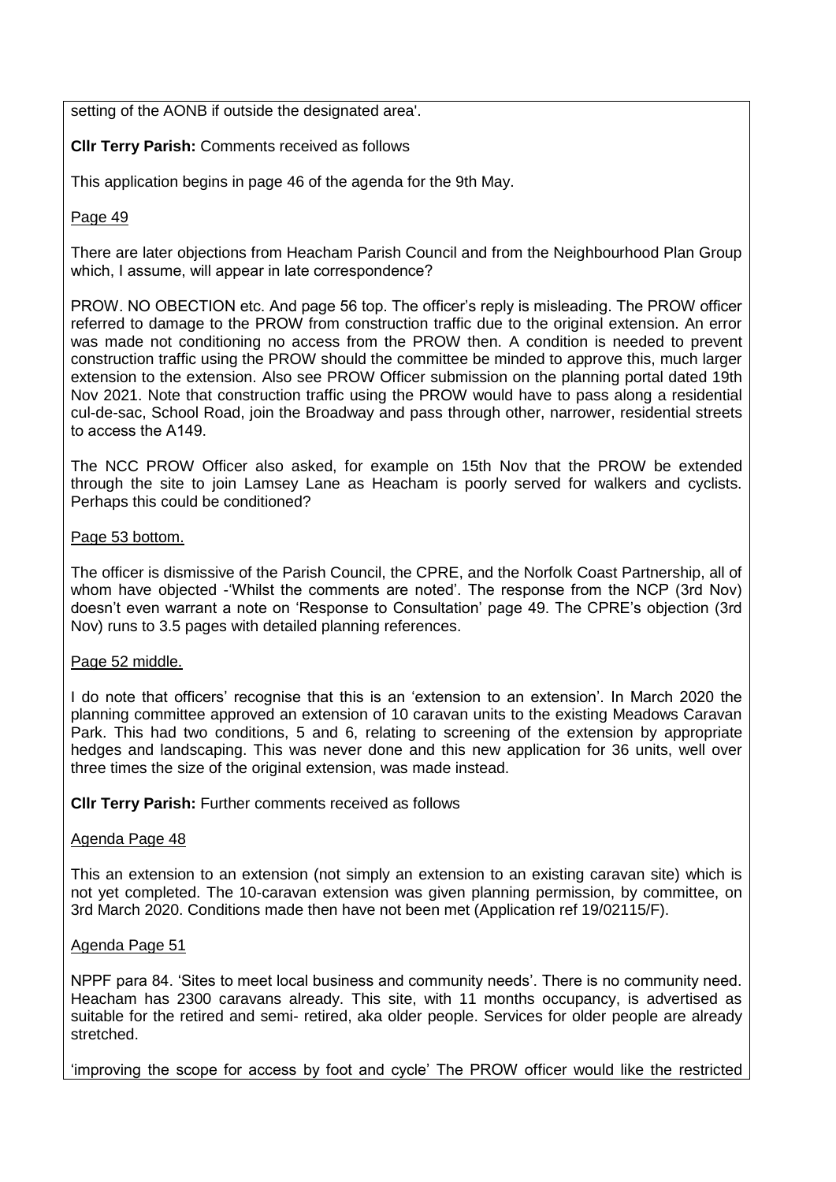setting of the AONB if outside the designated area'.

**Cllr Terry Parish:** Comments received as follows

This application begins in page 46 of the agenda for the 9th May.

Page 49

There are later objections from Heacham Parish Council and from the Neighbourhood Plan Group which, I assume, will appear in late correspondence?

PROW. NO OBECTION etc. And page 56 top. The officer's reply is misleading. The PROW officer referred to damage to the PROW from construction traffic due to the original extension. An error was made not conditioning no access from the PROW then. A condition is needed to prevent construction traffic using the PROW should the committee be minded to approve this, much larger extension to the extension. Also see PROW Officer submission on the planning portal dated 19th Nov 2021. Note that construction traffic using the PROW would have to pass along a residential cul-de-sac, School Road, join the Broadway and pass through other, narrower, residential streets to access the A149.

The NCC PROW Officer also asked, for example on 15th Nov that the PROW be extended through the site to join Lamsey Lane as Heacham is poorly served for walkers and cyclists. Perhaps this could be conditioned?

Page 53 bottom.

The officer is dismissive of the Parish Council, the CPRE, and the Norfolk Coast Partnership, all of whom have objected -'Whilst the comments are noted'. The response from the NCP (3rd Nov) doesn't even warrant a note on 'Response to Consultation' page 49. The CPRE's objection (3rd Nov) runs to 3.5 pages with detailed planning references.

Page 52 middle.

I do note that officers' recognise that this is an 'extension to an extension'. In March 2020 the planning committee approved an extension of 10 caravan units to the existing Meadows Caravan Park. This had two conditions, 5 and 6, relating to screening of the extension by appropriate hedges and landscaping. This was never done and this new application for 36 units, well over three times the size of the original extension, was made instead.

**Cllr Terry Parish:** Further comments received as follows

Agenda Page 48

This an extension to an extension (not simply an extension to an existing caravan site) which is not yet completed. The 10-caravan extension was given planning permission, by committee, on 3rd March 2020. Conditions made then have not been met (Application ref 19/02115/F).

Agenda Page 51

NPPF para 84. 'Sites to meet local business and community needs'. There is no community need. Heacham has 2300 caravans already. This site, with 11 months occupancy, is advertised as suitable for the retired and semi- retired, aka older people. Services for older people are already stretched.

'improving the scope for access by foot and cycle' The PROW officer would like the restricted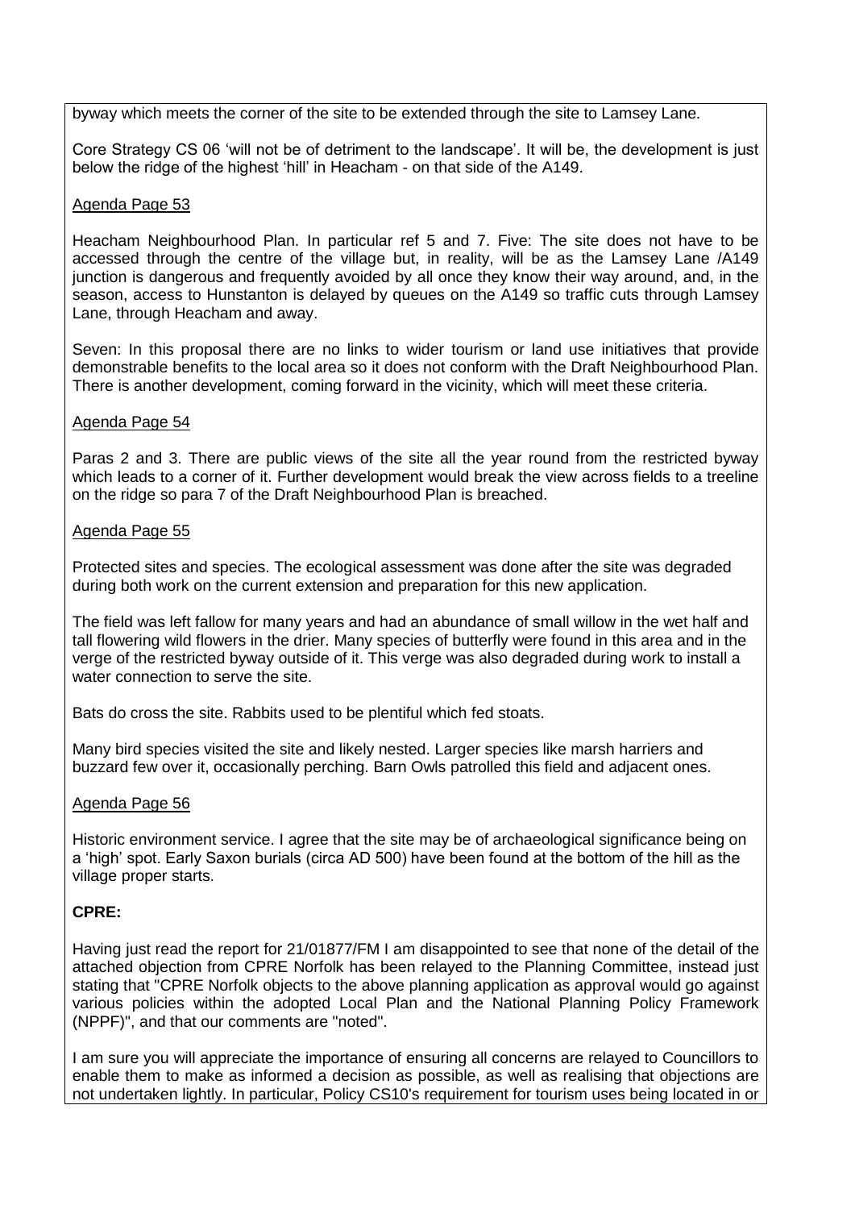byway which meets the corner of the site to be extended through the site to Lamsey Lane.

Core Strategy CS 06 'will not be of detriment to the landscape'. It will be, the development is just below the ridge of the highest 'hill' in Heacham - on that side of the A149.

Agenda Page 53

Heacham Neighbourhood Plan. In particular ref 5 and 7. Five: The site does not have to be accessed through the centre of the village but, in reality, will be as the Lamsey Lane /A149 junction is dangerous and frequently avoided by all once they know their way around, and, in the season, access to Hunstanton is delayed by queues on the A149 so traffic cuts through Lamsey Lane, through Heacham and away.

Seven: In this proposal there are no links to wider tourism or land use initiatives that provide demonstrable benefits to the local area so it does not conform with the Draft Neighbourhood Plan. There is another development, coming forward in the vicinity, which will meet these criteria.

Agenda Page 54

Paras 2 and 3. There are public views of the site all the year round from the restricted byway which leads to a corner of it. Further development would break the view across fields to a treeline on the ridge so para 7 of the Draft Neighbourhood Plan is breached.

Agenda Page 55

Protected sites and species. The ecological assessment was done after the site was degraded during both work on the current extension and preparation for this new application.

The field was left fallow for many years and had an abundance of small willow in the wet half and tall flowering wild flowers in the drier. Many species of butterfly were found in this area and in the verge of the restricted byway outside of it. This verge was also degraded during work to install a water connection to serve the site.

Bats do cross the site. Rabbits used to be plentiful which fed stoats.

Many bird species visited the site and likely nested. Larger species like marsh harriers and buzzard few over it, occasionally perching. Barn Owls patrolled this field and adjacent ones.

Agenda Page 56

Historic environment service. I agree that the site may be of archaeological significance being on a 'high' spot. Early Saxon burials (circa AD 500) have been found at the bottom of the hill as the village proper starts.

**CPRE:**

Having just read the report for 21/01877/FM I am disappointed to see that none of the detail of the attached objection from CPRE Norfolk has been relayed to the Planning Committee, instead just stating that "CPRE Norfolk objects to the above planning application as approval would go against various policies within the adopted Local Plan and the National Planning Policy Framework (NPPF)", and that our comments are "noted".

I am sure you will appreciate the importance of ensuring all concerns are relayed to Councillors to enable them to make as informed a decision as possible, as well as realising that objections are not undertaken lightly. In particular, Policy CS10's requirement for tourism uses being located in or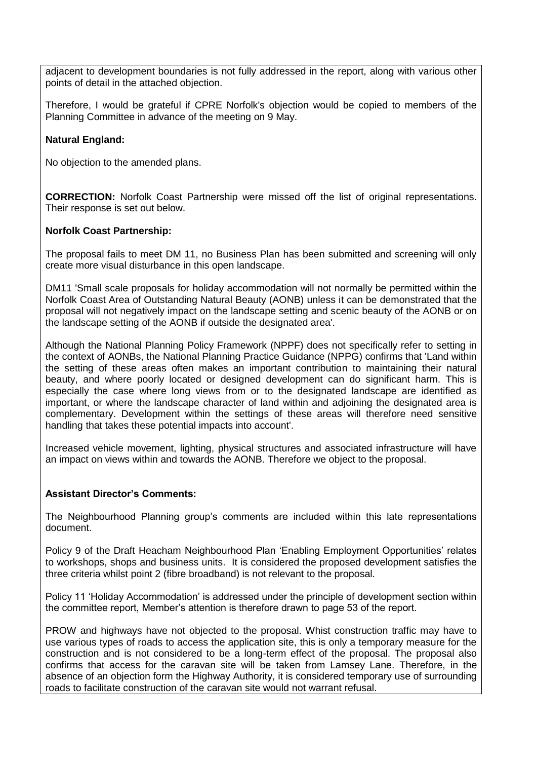adjacent to development boundaries is not fully addressed in the report, along with various other points of detail in the attached objection.

Therefore, I would be grateful if CPRE Norfolk's objection would be copied to members of the Planning Committee in advance of the meeting on 9 May.

**Natural England:**

No objection to the amended plans.

**CORRECTION:** Norfolk Coast Partnership were missed off the list of original representations. Their response is set out below.

**Norfolk Coast Partnership:**

The proposal fails to meet DM 11, no Business Plan has been submitted and screening will only create more visual disturbance in this open landscape.

DM11 'Small scale proposals for holiday accommodation will not normally be permitted within the Norfolk Coast Area of Outstanding Natural Beauty (AONB) unless it can be demonstrated that the proposal will not negatively impact on the landscape setting and scenic beauty of the AONB or on the landscape setting of the AONB if outside the designated area'.

Although the National Planning Policy Framework (NPPF) does not specifically refer to setting in the context of AONBs, the National Planning Practice Guidance (NPPG) confirms that 'Land within the setting of these areas often makes an important contribution to maintaining their natural beauty, and where poorly located or designed development can do significant harm. This is especially the case where long views from or to the designated landscape are identified as important, or where the landscape character of land within and adjoining the designated area is complementary. Development within the settings of these areas will therefore need sensitive handling that takes these potential impacts into account'.

Increased vehicle movement, lighting, physical structures and associated infrastructure will have an impact on views within and towards the AONB. Therefore we object to the proposal.

**Assistant Director's Comments:**

The Neighbourhood Planning group's comments are included within this late representations document.

Policy 9 of the Draft Heacham Neighbourhood Plan 'Enabling Employment Opportunities' relates to workshops, shops and business units. It is considered the proposed development satisfies the three criteria whilst point 2 (fibre broadband) is not relevant to the proposal.

Policy 11 'Holiday Accommodation' is addressed under the principle of development section within the committee report, Member's attention is therefore drawn to page 53 of the report.

PROW and highways have not objected to the proposal. Whist construction traffic may have to use various types of roads to access the application site, this is only a temporary measure for the construction and is not considered to be a long-term effect of the proposal. The proposal also confirms that access for the caravan site will be taken from Lamsey Lane. Therefore, in the absence of an objection form the Highway Authority, it is considered temporary use of surrounding roads to facilitate construction of the caravan site would not warrant refusal.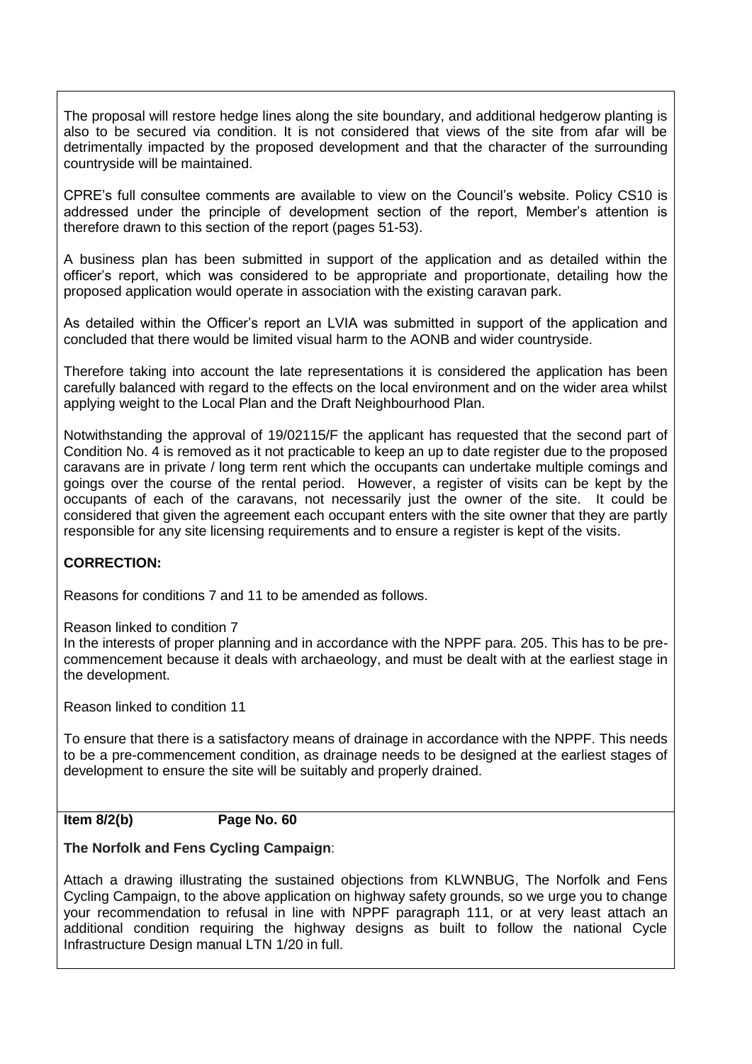The proposal will restore hedge lines along the site boundary, and additional hedgerow planting is also to be secured via condition. It is not considered that views of the site from afar will be detrimentally impacted by the proposed development and that the character of the surrounding countryside will be maintained.

CPRE's full consultee comments are available to view on the Council's website. Policy CS10 is addressed under the principle of development section of the report, Member's attention is therefore drawn to this section of the report (pages 51-53).

A business plan has been submitted in support of the application and as detailed within the officer's report, which was considered to be appropriate and proportionate, detailing how the proposed application would operate in association with the existing caravan park.

As detailed within the Officer's report an LVIA was submitted in support of the application and concluded that there would be limited visual harm to the AONB and wider countryside.

Therefore taking into account the late representations it is considered the application has been carefully balanced with regard to the effects on the local environment and on the wider area whilst applying weight to the Local Plan and the Draft Neighbourhood Plan.

Notwithstanding the approval of 19/02115/F the applicant has requested that the second part of Condition No. 4 is removed as it not practicable to keep an up to date register due to the proposed caravans are in private / long term rent which the occupants can undertake multiple comings and goings over the course of the rental period. However, a register of visits can be kept by the occupants of each of the caravans, not necessarily just the owner of the site. It could be considered that given the agreement each occupant enters with the site owner that they are partly responsible for any site licensing requirements and to ensure a register is kept of the visits.

**CORRECTION:**

Reasons for conditions 7 and 11 to be amended as follows.

Reason linked to condition 7
In the interests of proper planning and in accordance with the NPPF para. 205. This has to be pre-commencement because it deals with archaeology, and must be dealt with at the earliest stage in the development.

Reason linked to condition 11

To ensure that there is a satisfactory means of drainage in accordance with the NPPF. This needs to be a pre-commencement condition, as drainage needs to be designed at the earliest stages of development to ensure the site will be suitably and properly drained.

**Item 8/2(b) Page No. 60**

**The Norfolk and Fens Cycling Campaign**:

Attach a drawing illustrating the sustained objections from KLWNBUG, The Norfolk and Fens Cycling Campaign, to the above application on highway safety grounds, so we urge you to change your recommendation to refusal in line with NPPF paragraph 111, or at very least attach an additional condition requiring the highway designs as built to follow the national Cycle Infrastructure Design manual LTN 1/20 in full.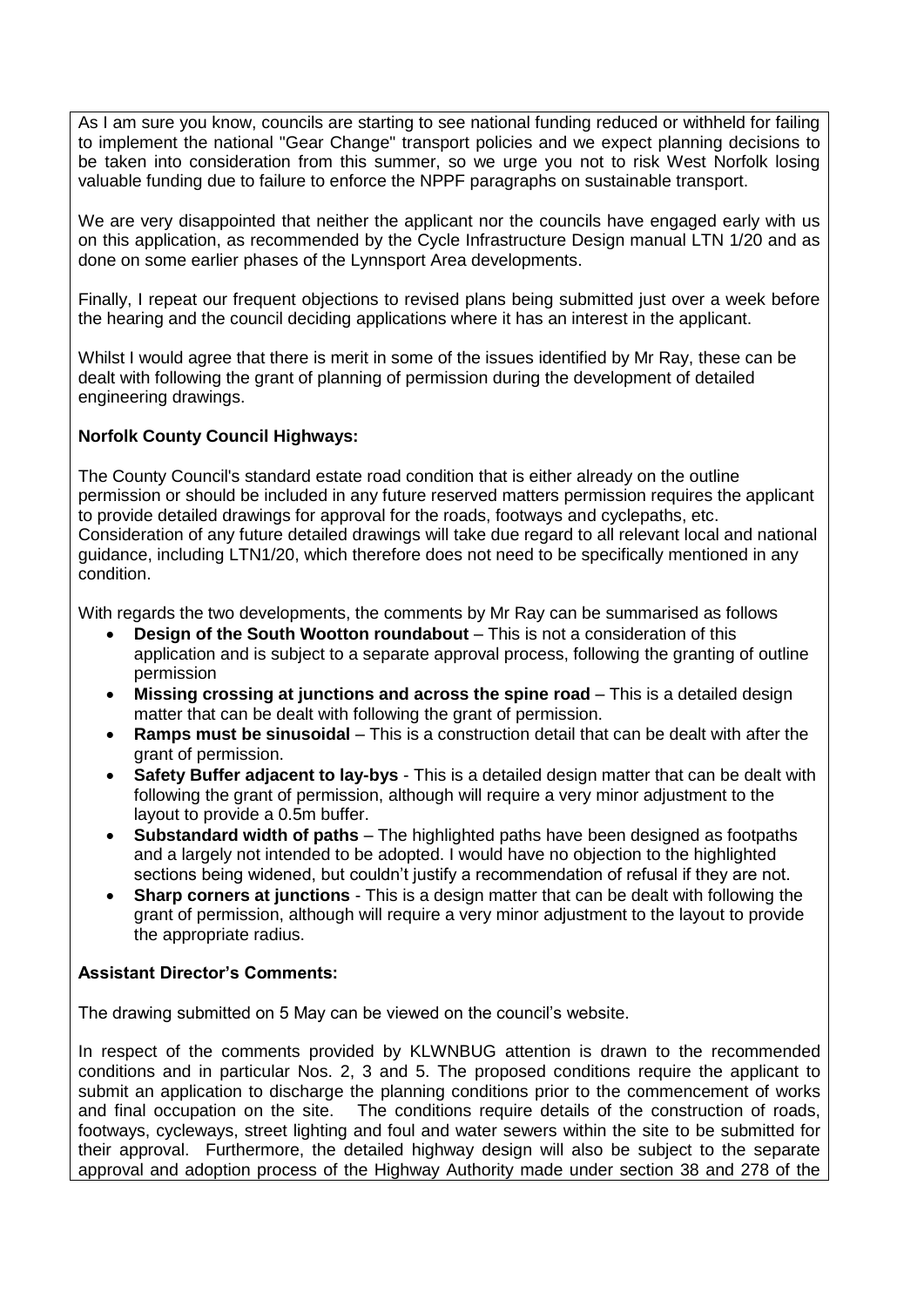As I am sure you know, councils are starting to see national funding reduced or withheld for failing to implement the national "Gear Change" transport policies and we expect planning decisions to be taken into consideration from this summer, so we urge you not to risk West Norfolk losing valuable funding due to failure to enforce the NPPF paragraphs on sustainable transport.

We are very disappointed that neither the applicant nor the councils have engaged early with us on this application, as recommended by the Cycle Infrastructure Design manual LTN 1/20 and as done on some earlier phases of the Lynnsport Area developments.

Finally, I repeat our frequent objections to revised plans being submitted just over a week before the hearing and the council deciding applications where it has an interest in the applicant.

Whilst I would agree that there is merit in some of the issues identified by Mr Ray, these can be dealt with following the grant of planning of permission during the development of detailed engineering drawings.

**Norfolk County Council Highways:**

The County Council's standard estate road condition that is either already on the outline permission or should be included in any future reserved matters permission requires the applicant to provide detailed drawings for approval for the roads, footways and cyclepaths, etc. Consideration of any future detailed drawings will take due regard to all relevant local and national guidance, including LTN1/20, which therefore does not need to be specifically mentioned in any condition.

With regards the two developments, the comments by Mr Ray can be summarised as follows

- **Design of the South Wootton roundabout** – This is not a consideration of this application and is subject to a separate approval process, following the granting of outline permission
- **Missing crossing at junctions and across the spine road** – This is a detailed design matter that can be dealt with following the grant of permission.
- **Ramps must be sinusoidal** – This is a construction detail that can be dealt with after the grant of permission.
- **Safety Buffer adjacent to lay-bys** - This is a detailed design matter that can be dealt with following the grant of permission, although will require a very minor adjustment to the layout to provide a 0.5m buffer.
- **Substandard width of paths** – The highlighted paths have been designed as footpaths and a largely not intended to be adopted. I would have no objection to the highlighted sections being widened, but couldn't justify a recommendation of refusal if they are not.
- **Sharp corners at junctions** - This is a design matter that can be dealt with following the grant of permission, although will require a very minor adjustment to the layout to provide the appropriate radius.

**Assistant Director's Comments:**

The drawing submitted on 5 May can be viewed on the council's website.

In respect of the comments provided by KLWNBUG attention is drawn to the recommended conditions and in particular Nos. 2, 3 and 5. The proposed conditions require the applicant to submit an application to discharge the planning conditions prior to the commencement of works and final occupation on the site. The conditions require details of the construction of roads, footways, cycleways, street lighting and foul and water sewers within the site to be submitted for their approval. Furthermore, the detailed highway design will also be subject to the separate approval and adoption process of the Highway Authority made under section 38 and 278 of the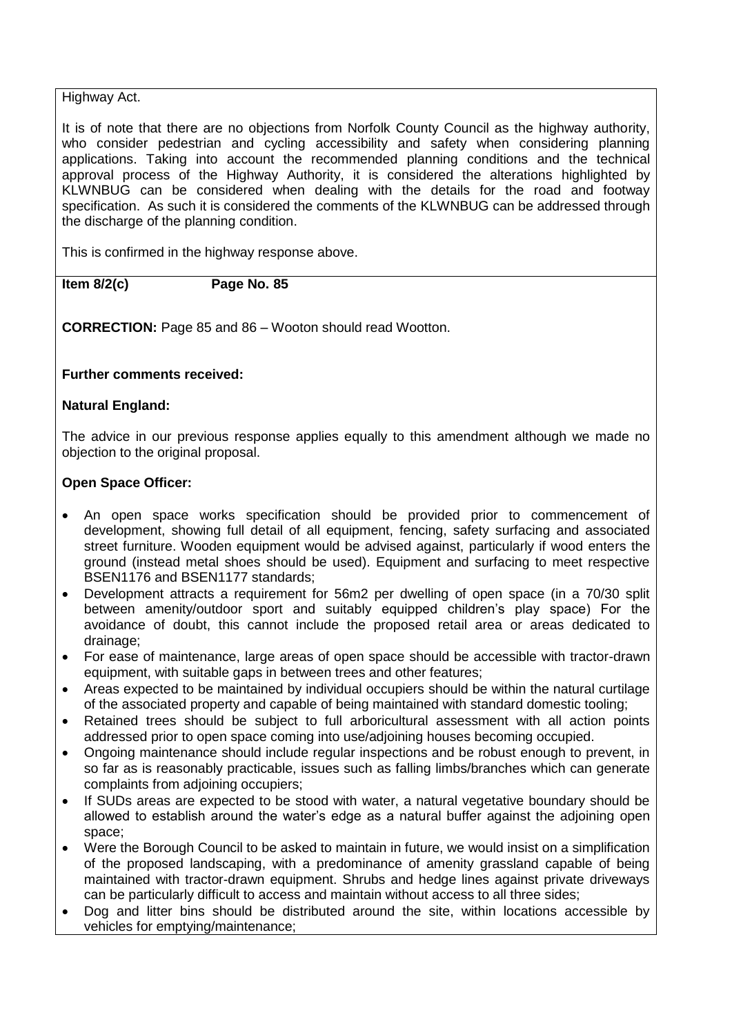Highway Act.

It is of note that there are no objections from Norfolk County Council as the highway authority, who consider pedestrian and cycling accessibility and safety when considering planning applications. Taking into account the recommended planning conditions and the technical approval process of the Highway Authority, it is considered the alterations highlighted by KLWNBUG can be considered when dealing with the details for the road and footway specification. As such it is considered the comments of the KLWNBUG can be addressed through the discharge of the planning condition.

This is confirmed in the highway response above.

**Item 8/2(c) Page No. 85**

**CORRECTION:** Page 85 and 86 – Wooton should read Wootton.

**Further comments received:**

**Natural England:**

The advice in our previous response applies equally to this amendment although we made no objection to the original proposal.

**Open Space Officer:**

- An open space works specification should be provided prior to commencement of development, showing full detail of all equipment, fencing, safety surfacing and associated street furniture. Wooden equipment would be advised against, particularly if wood enters the ground (instead metal shoes should be used). Equipment and surfacing to meet respective BSEN1176 and BSEN1177 standards;
- Development attracts a requirement for 56m2 per dwelling of open space (in a 70/30 split between amenity/outdoor sport and suitably equipped children's play space) For the avoidance of doubt, this cannot include the proposed retail area or areas dedicated to drainage;
- For ease of maintenance, large areas of open space should be accessible with tractor-drawn equipment, with suitable gaps in between trees and other features;
- Areas expected to be maintained by individual occupiers should be within the natural curtilage of the associated property and capable of being maintained with standard domestic tooling;
- Retained trees should be subject to full arboricultural assessment with all action points addressed prior to open space coming into use/adjoining houses becoming occupied.
- Ongoing maintenance should include regular inspections and be robust enough to prevent, in so far as is reasonably practicable, issues such as falling limbs/branches which can generate complaints from adjoining occupiers;
- If SUDs areas are expected to be stood with water, a natural vegetative boundary should be allowed to establish around the water's edge as a natural buffer against the adjoining open space;
- Were the Borough Council to be asked to maintain in future, we would insist on a simplification of the proposed landscaping, with a predominance of amenity grassland capable of being maintained with tractor-drawn equipment. Shrubs and hedge lines against private driveways can be particularly difficult to access and maintain without access to all three sides;
- Dog and litter bins should be distributed around the site, within locations accessible by vehicles for emptying/maintenance;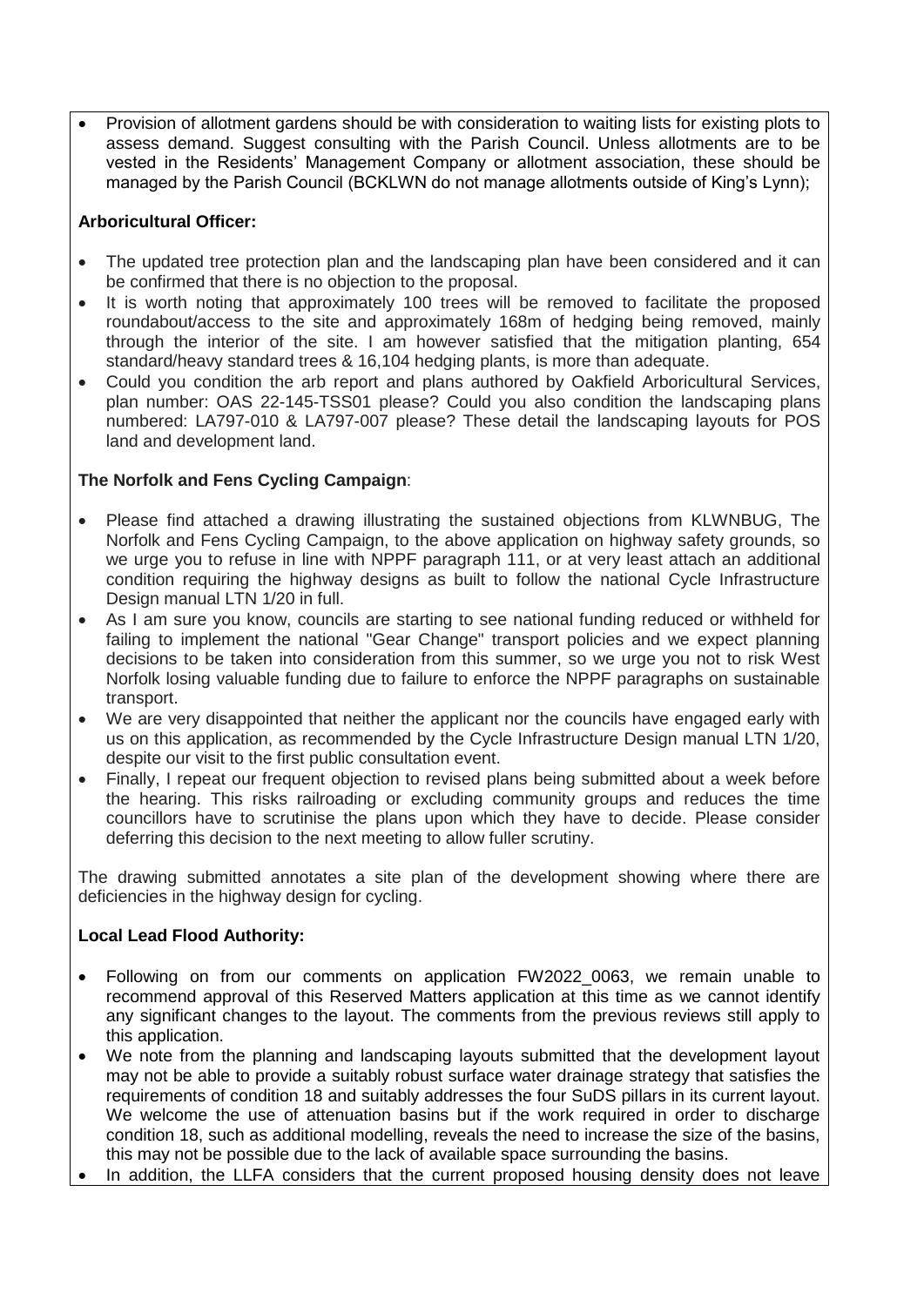- Provision of allotment gardens should be with consideration to waiting lists for existing plots to assess demand. Suggest consulting with the Parish Council. Unless allotments are to be vested in the Residents' Management Company or allotment association, these should be managed by the Parish Council (BCKLWN do not manage allotments outside of King's Lynn);

**Arboricultural Officer:**

- The updated tree protection plan and the landscaping plan have been considered and it can be confirmed that there is no objection to the proposal.
- It is worth noting that approximately 100 trees will be removed to facilitate the proposed roundabout/access to the site and approximately 168m of hedging being removed, mainly through the interior of the site. I am however satisfied that the mitigation planting, 654 standard/heavy standard trees & 16,104 hedging plants, is more than adequate.
- Could you condition the arb report and plans authored by Oakfield Arboricultural Services, plan number: OAS 22-145-TSS01 please? Could you also condition the landscaping plans numbered: LA797-010 & LA797-007 please? These detail the landscaping layouts for POS land and development land.

**The Norfolk and Fens Cycling Campaign**:

- Please find attached a drawing illustrating the sustained objections from KLWNBUG, The Norfolk and Fens Cycling Campaign, to the above application on highway safety grounds, so we urge you to refuse in line with NPPF paragraph 111, or at very least attach an additional condition requiring the highway designs as built to follow the national Cycle Infrastructure Design manual LTN 1/20 in full.
- As I am sure you know, councils are starting to see national funding reduced or withheld for failing to implement the national "Gear Change" transport policies and we expect planning decisions to be taken into consideration from this summer, so we urge you not to risk West Norfolk losing valuable funding due to failure to enforce the NPPF paragraphs on sustainable transport.
- We are very disappointed that neither the applicant nor the councils have engaged early with us on this application, as recommended by the Cycle Infrastructure Design manual LTN 1/20, despite our visit to the first public consultation event.
- Finally, I repeat our frequent objection to revised plans being submitted about a week before the hearing. This risks railroading or excluding community groups and reduces the time councillors have to scrutinise the plans upon which they have to decide. Please consider deferring this decision to the next meeting to allow fuller scrutiny.

The drawing submitted annotates a site plan of the development showing where there are deficiencies in the highway design for cycling.

**Local Lead Flood Authority:**

- Following on from our comments on application FW2022_0063, we remain unable to recommend approval of this Reserved Matters application at this time as we cannot identify any significant changes to the layout. The comments from the previous reviews still apply to this application.
- We note from the planning and landscaping layouts submitted that the development layout may not be able to provide a suitably robust surface water drainage strategy that satisfies the requirements of condition 18 and suitably addresses the four SuDS pillars in its current layout. We welcome the use of attenuation basins but if the work required in order to discharge condition 18, such as additional modelling, reveals the need to increase the size of the basins, this may not be possible due to the lack of available space surrounding the basins.
- In addition, the LLFA considers that the current proposed housing density does not leave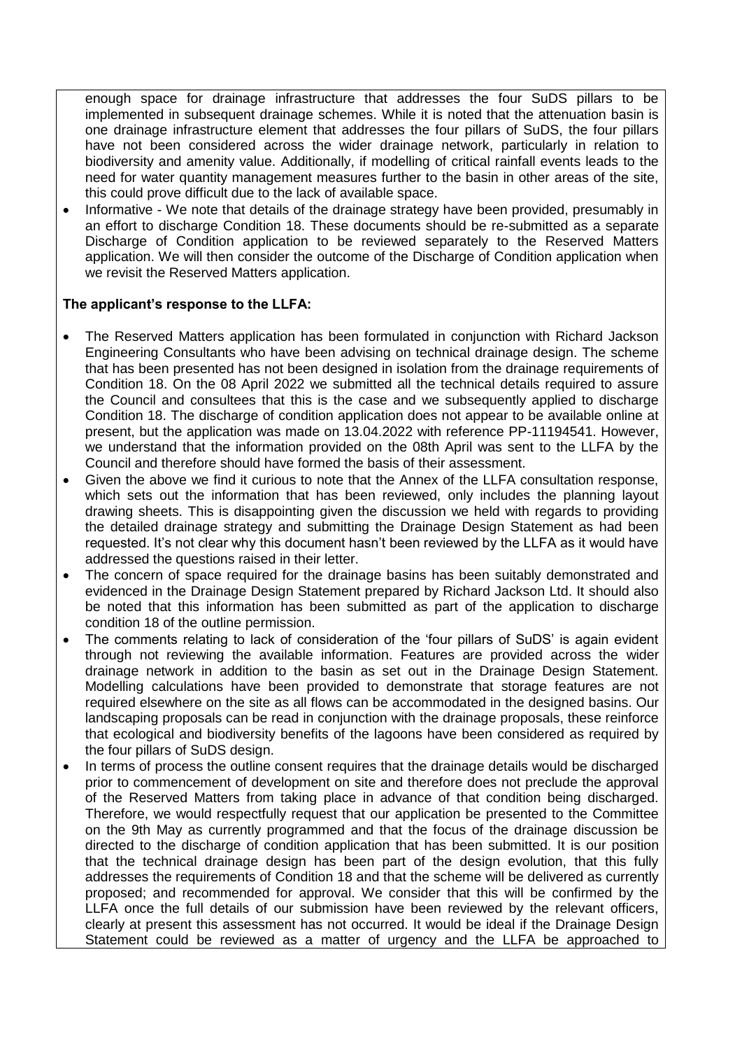enough space for drainage infrastructure that addresses the four SuDS pillars to be implemented in subsequent drainage schemes. While it is noted that the attenuation basin is one drainage infrastructure element that addresses the four pillars of SuDS, the four pillars have not been considered across the wider drainage network, particularly in relation to biodiversity and amenity value. Additionally, if modelling of critical rainfall events leads to the need for water quantity management measures further to the basin in other areas of the site, this could prove difficult due to the lack of available space.

- Informative - We note that details of the drainage strategy have been provided, presumably in an effort to discharge Condition 18. These documents should be re-submitted as a separate Discharge of Condition application to be reviewed separately to the Reserved Matters application. We will then consider the outcome of the Discharge of Condition application when we revisit the Reserved Matters application.

**The applicant's response to the LLFA:**

- The Reserved Matters application has been formulated in conjunction with Richard Jackson Engineering Consultants who have been advising on technical drainage design. The scheme that has been presented has not been designed in isolation from the drainage requirements of Condition 18. On the 08 April 2022 we submitted all the technical details required to assure the Council and consultees that this is the case and we subsequently applied to discharge Condition 18. The discharge of condition application does not appear to be available online at present, but the application was made on 13.04.2022 with reference PP-11194541. However, we understand that the information provided on the 08th April was sent to the LLFA by the Council and therefore should have formed the basis of their assessment.
- Given the above we find it curious to note that the Annex of the LLFA consultation response, which sets out the information that has been reviewed, only includes the planning layout drawing sheets. This is disappointing given the discussion we held with regards to providing the detailed drainage strategy and submitting the Drainage Design Statement as had been requested. It's not clear why this document hasn't been reviewed by the LLFA as it would have addressed the questions raised in their letter.
- The concern of space required for the drainage basins has been suitably demonstrated and evidenced in the Drainage Design Statement prepared by Richard Jackson Ltd. It should also be noted that this information has been submitted as part of the application to discharge condition 18 of the outline permission.
- The comments relating to lack of consideration of the 'four pillars of SuDS' is again evident through not reviewing the available information. Features are provided across the wider drainage network in addition to the basin as set out in the Drainage Design Statement. Modelling calculations have been provided to demonstrate that storage features are not required elsewhere on the site as all flows can be accommodated in the designed basins. Our landscaping proposals can be read in conjunction with the drainage proposals, these reinforce that ecological and biodiversity benefits of the lagoons have been considered as required by the four pillars of SuDS design.
- In terms of process the outline consent requires that the drainage details would be discharged prior to commencement of development on site and therefore does not preclude the approval of the Reserved Matters from taking place in advance of that condition being discharged. Therefore, we would respectfully request that our application be presented to the Committee on the 9th May as currently programmed and that the focus of the drainage discussion be directed to the discharge of condition application that has been submitted. It is our position that the technical drainage design has been part of the design evolution, that this fully addresses the requirements of Condition 18 and that the scheme will be delivered as currently proposed; and recommended for approval. We consider that this will be confirmed by the LLFA once the full details of our submission have been reviewed by the relevant officers, clearly at present this assessment has not occurred. It would be ideal if the Drainage Design Statement could be reviewed as a matter of urgency and the LLFA be approached to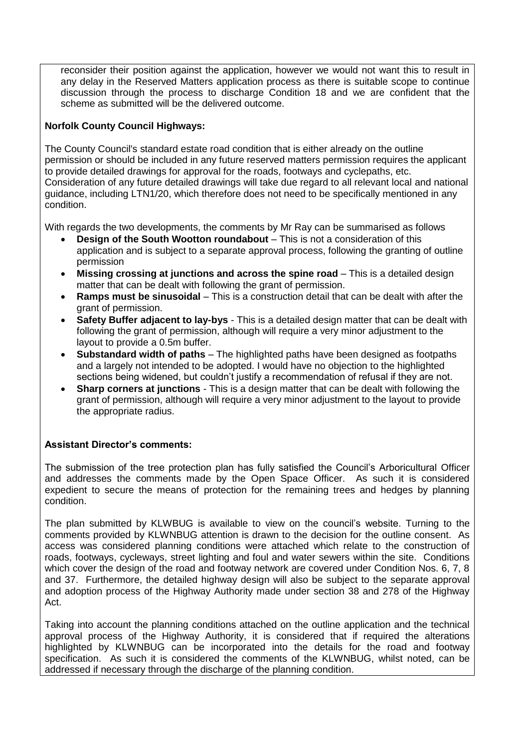reconsider their position against the application, however we would not want this to result in any delay in the Reserved Matters application process as there is suitable scope to continue discussion through the process to discharge Condition 18 and we are confident that the scheme as submitted will be the delivered outcome.

**Norfolk County Council Highways:**

The County Council's standard estate road condition that is either already on the outline permission or should be included in any future reserved matters permission requires the applicant to provide detailed drawings for approval for the roads, footways and cyclepaths, etc. Consideration of any future detailed drawings will take due regard to all relevant local and national guidance, including LTN1/20, which therefore does not need to be specifically mentioned in any condition.

With regards the two developments, the comments by Mr Ray can be summarised as follows

- **Design of the South Wootton roundabout** – This is not a consideration of this application and is subject to a separate approval process, following the granting of outline permission
- **Missing crossing at junctions and across the spine road** – This is a detailed design matter that can be dealt with following the grant of permission.
- **Ramps must be sinusoidal** – This is a construction detail that can be dealt with after the grant of permission.
- **Safety Buffer adjacent to lay-bys** - This is a detailed design matter that can be dealt with following the grant of permission, although will require a very minor adjustment to the layout to provide a 0.5m buffer.
- **Substandard width of paths** – The highlighted paths have been designed as footpaths and a largely not intended to be adopted. I would have no objection to the highlighted sections being widened, but couldn't justify a recommendation of refusal if they are not.
- **Sharp corners at junctions** - This is a design matter that can be dealt with following the grant of permission, although will require a very minor adjustment to the layout to provide the appropriate radius.

**Assistant Director's comments:**

The submission of the tree protection plan has fully satisfied the Council's Arboricultural Officer and addresses the comments made by the Open Space Officer. As such it is considered expedient to secure the means of protection for the remaining trees and hedges by planning condition.

The plan submitted by KLWBUG is available to view on the council's website. Turning to the comments provided by KLWNBUG attention is drawn to the decision for the outline consent. As access was considered planning conditions were attached which relate to the construction of roads, footways, cycleways, street lighting and foul and water sewers within the site. Conditions which cover the design of the road and footway network are covered under Condition Nos. 6, 7, 8 and 37. Furthermore, the detailed highway design will also be subject to the separate approval and adoption process of the Highway Authority made under section 38 and 278 of the Highway Act.

Taking into account the planning conditions attached on the outline application and the technical approval process of the Highway Authority, it is considered that if required the alterations highlighted by KLWNBUG can be incorporated into the details for the road and footway specification. As such it is considered the comments of the KLWNBUG, whilst noted, can be addressed if necessary through the discharge of the planning condition.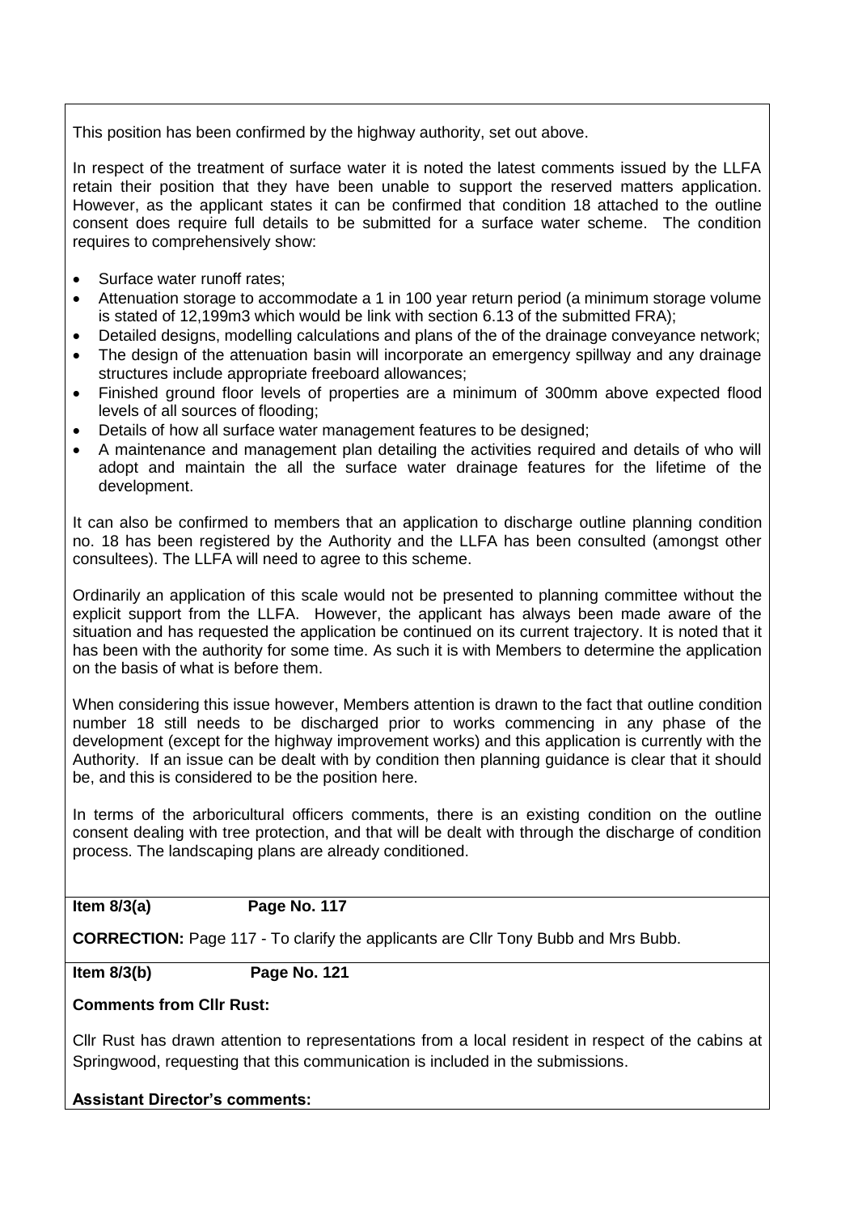This position has been confirmed by the highway authority, set out above.

In respect of the treatment of surface water it is noted the latest comments issued by the LLFA retain their position that they have been unable to support the reserved matters application. However, as the applicant states it can be confirmed that condition 18 attached to the outline consent does require full details to be submitted for a surface water scheme. The condition requires to comprehensively show:

- Surface water runoff rates;
- Attenuation storage to accommodate a 1 in 100 year return period (a minimum storage volume is stated of 12,199m3 which would be link with section 6.13 of the submitted FRA);
- Detailed designs, modelling calculations and plans of the of the drainage conveyance network;
- The design of the attenuation basin will incorporate an emergency spillway and any drainage structures include appropriate freeboard allowances;
- Finished ground floor levels of properties are a minimum of 300mm above expected flood levels of all sources of flooding;
- Details of how all surface water management features to be designed;
- A maintenance and management plan detailing the activities required and details of who will adopt and maintain the all the surface water drainage features for the lifetime of the development.

It can also be confirmed to members that an application to discharge outline planning condition no. 18 has been registered by the Authority and the LLFA has been consulted (amongst other consultees). The LLFA will need to agree to this scheme.

Ordinarily an application of this scale would not be presented to planning committee without the explicit support from the LLFA. However, the applicant has always been made aware of the situation and has requested the application be continued on its current trajectory. It is noted that it has been with the authority for some time. As such it is with Members to determine the application on the basis of what is before them.

When considering this issue however, Members attention is drawn to the fact that outline condition number 18 still needs to be discharged prior to works commencing in any phase of the development (except for the highway improvement works) and this application is currently with the Authority. If an issue can be dealt with by condition then planning guidance is clear that it should be, and this is considered to be the position here.

In terms of the arboricultural officers comments, there is an existing condition on the outline consent dealing with tree protection, and that will be dealt with through the discharge of condition process. The landscaping plans are already conditioned.

**Item 8/3(a) Page No. 117**

**CORRECTION:** Page 117 - To clarify the applicants are Cllr Tony Bubb and Mrs Bubb.

**Item 8/3(b) Page No. 121**

**Comments from Cllr Rust:**

Cllr Rust has drawn attention to representations from a local resident in respect of the cabins at Springwood, requesting that this communication is included in the submissions.

**Assistant Director's comments:**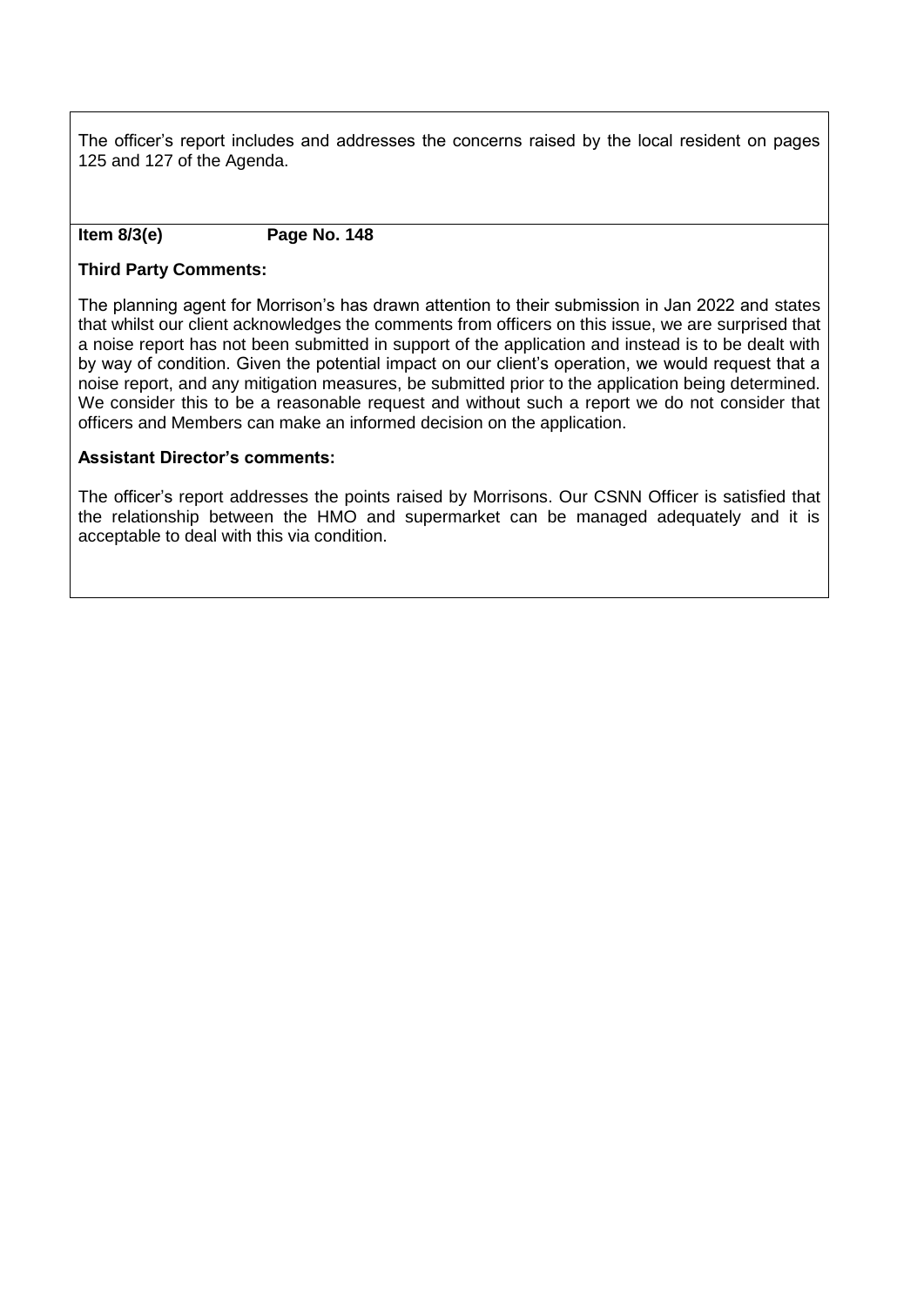The officer's report includes and addresses the concerns raised by the local resident on pages 125 and 127 of the Agenda.

**Item 8/3(e) Page No. 148**

**Third Party Comments:**

The planning agent for Morrison's has drawn attention to their submission in Jan 2022 and states that whilst our client acknowledges the comments from officers on this issue, we are surprised that a noise report has not been submitted in support of the application and instead is to be dealt with by way of condition. Given the potential impact on our client's operation, we would request that a noise report, and any mitigation measures, be submitted prior to the application being determined. We consider this to be a reasonable request and without such a report we do not consider that officers and Members can make an informed decision on the application.

**Assistant Director's comments:**

The officer's report addresses the points raised by Morrisons. Our CSNN Officer is satisfied that the relationship between the HMO and supermarket can be managed adequately and it is acceptable to deal with this via condition.